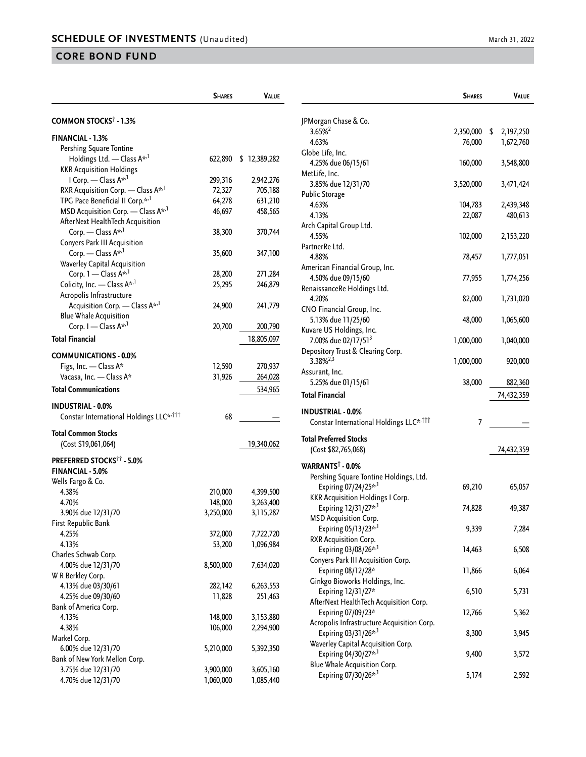## SCHEDULE OF INVESTMENTS (Unaudited)

## CORE BOND FUND

| | Shares | Value |
|---|---|---|
| **COMMON STOCKS[†] - 1.3%** | | |
| **FINANCIAL - 1.3%** | | |
| Pershing Square Tontine Holdings Ltd. — Class A*[,1] | 622,890 | $ 12,389,282 |
| KKR Acquisition Holdings I Corp. — Class A*[,1] | 299,316 | 2,942,276 |
| RXR Acquisition Corp. — Class A*[,1] | 72,327 | 705,188 |
| TPG Pace Beneficial II Corp.*[,1] | 64,278 | 631,210 |
| MSD Acquisition Corp. — Class A*[,1] | 46,697 | 458,565 |
| AfterNext HealthTech Acquisition Corp. — Class A*[,1] | 38,300 | 370,744 |
| Conyers Park III Acquisition Corp. — Class A*[,1] | 35,600 | 347,100 |
| Waverley Capital Acquisition Corp. 1 — Class A*[,1] | 28,200 | 271,284 |
| Colicity, Inc. — Class A*[,1] | 25,295 | 246,879 |
| Acropolis Infrastructure Acquisition Corp. — Class A*[,1] | 24,900 | 241,779 |
| Blue Whale Acquisition Corp. I — Class A*[,1] | 20,700 | 200,790 |
| **Total Financial** | | 18,805,097 |
| **COMMUNICATIONS - 0.0%** | | |
| Figs, Inc. — Class A* | 12,590 | 270,937 |
| Vacasa, Inc. — Class A* | 31,926 | 264,028 |
| **Total Communications** | | 534,965 |
| **INDUSTRIAL - 0.0%** | | |
| Constar International Holdings LLC*[,†††] | 68 | — |
| **Total Common Stocks** (Cost $19,061,064) | | 19,340,062 |
| **PREFERRED STOCKS[††] - 5.0%** | | |
| **FINANCIAL - 5.0%** | | |
| Wells Fargo & Co. | | |
| 4.38% | 210,000 | 4,399,500 |
| 4.70% | 148,000 | 3,263,400 |
| 3.90% due 12/31/70 | 3,250,000 | 3,115,287 |
| First Republic Bank | | |
| 4.25% | 372,000 | 7,722,720 |
| 4.13% | 53,200 | 1,096,984 |
| Charles Schwab Corp. | | |
| 4.00% due 12/31/70 | 8,500,000 | 7,634,020 |
| W R Berkley Corp. | | |
| 4.13% due 03/30/61 | 282,142 | 6,263,553 |
| 4.25% due 09/30/60 | 11,828 | 251,463 |
| Bank of America Corp. | | |
| 4.13% | 148,000 | 3,153,880 |
| 4.38% | 106,000 | 2,294,900 |
| Markel Corp. | | |
| 6.00% due 12/31/70 | 5,210,000 | 5,392,350 |
| Bank of New York Mellon Corp. | | |
| 3.75% due 12/31/70 | 3,900,000 | 3,605,160 |
| 4.70% due 12/31/70 | 1,060,000 | 1,085,440 |
| JPMorgan Chase & Co. | | |
| 3.65%[2] | 2,350,000 | $ 2,197,250 |
| 4.63% | 76,000 | 1,672,760 |
| Globe Life, Inc. | | |
| 4.25% due 06/15/61 | 160,000 | 3,548,800 |
| MetLife, Inc. | | |
| 3.85% due 12/31/70 | 3,520,000 | 3,471,424 |
| Public Storage | | |
| 4.63% | 104,783 | 2,439,348 |
| 4.13% | 22,087 | 480,613 |
| Arch Capital Group Ltd. | | |
| 4.55% | 102,000 | 2,153,220 |
| PartnerRe Ltd. | | |
| 4.88% | 78,457 | 1,777,051 |
| American Financial Group, Inc. | | |
| 4.50% due 09/15/60 | 77,955 | 1,774,256 |
| RenaissanceRe Holdings Ltd. | | |
| 4.20% | 82,000 | 1,731,020 |
| CNO Financial Group, Inc. | | |
| 5.13% due 11/25/60 | 48,000 | 1,065,600 |
| Kuvare US Holdings, Inc. | | |
| 7.00% due 02/17/51[3] | 1,000,000 | 1,040,000 |
| Depository Trust & Clearing Corp. | | |
| 3.38%[2,3] | 1,000,000 | 920,000 |
| Assurant, Inc. | | |
| 5.25% due 01/15/61 | 38,000 | 882,360 |
| **Total Financial** | | 74,432,359 |
| **INDUSTRIAL - 0.0%** | | |
| Constar International Holdings LLC*[,†††] | 7 | — |
| **Total Preferred Stocks** (Cost $82,765,068) | | 74,432,359 |
| **WARRANTS[†] - 0.0%** | | |
| Pershing Square Tontine Holdings, Ltd. Expiring 07/24/25*[,1] | 69,210 | 65,057 |
| KKR Acquisition Holdings I Corp. Expiring 12/31/27*[,1] | 74,828 | 49,387 |
| MSD Acquisition Corp. Expiring 05/13/23*[,1] | 9,339 | 7,284 |
| RXR Acquisition Corp. Expiring 03/08/26*[,1] | 14,463 | 6,508 |
| Conyers Park III Acquisition Corp. Expiring 08/12/28* | 11,866 | 6,064 |
| Ginkgo Bioworks Holdings, Inc. Expiring 12/31/27* | 6,510 | 5,731 |
| AfterNext HealthTech Acquisition Corp. Expiring 07/09/23* | 12,766 | 5,362 |
| Acropolis Infrastructure Acquisition Corp. Expiring 03/31/26*[,1] | 8,300 | 3,945 |
| Waverley Capital Acquisition Corp. Expiring 04/30/27*[,1] | 9,400 | 3,572 |
| Blue Whale Acquisition Corp. Expiring 07/30/26*[,1] | 5,174 | 2,592 |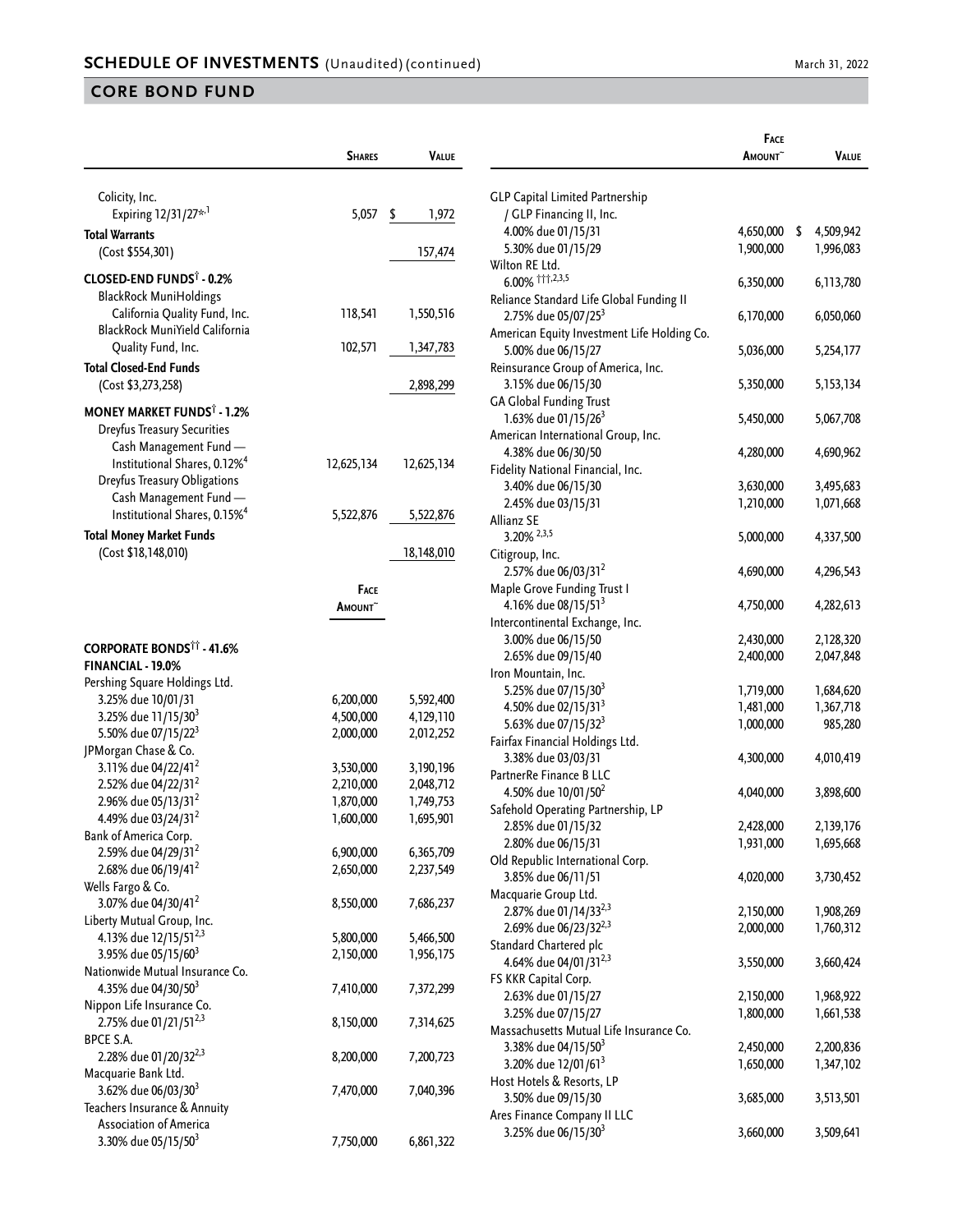## SCHEDULE OF INVESTMENTS (Unaudited) (continued)

## CORE BOND FUND

| | Shares | Value |
|---|---|---|
| Colicity, Inc. | | |
| Expiring 12/31/27*,[1] | 5,057 | $ 1,972 |
| **Total Warrants** | | |
| (Cost $554,301) | | 157,474 |
| **CLOSED-END FUNDS† - 0.2%** | | |
| BlackRock MuniHoldings California Quality Fund, Inc. | 118,541 | 1,550,516 |
| BlackRock MuniYield California Quality Fund, Inc. | 102,571 | 1,347,783 |
| **Total Closed-End Funds** | | |
| (Cost $3,273,258) | | 2,898,299 |
| **MONEY MARKET FUNDS† - 1.2%** | | |
| Dreyfus Treasury Securities Cash Management Fund — Institutional Shares, 0.12%[4] | 12,625,134 | 12,625,134 |
| Dreyfus Treasury Obligations Cash Management Fund — Institutional Shares, 0.15%[4] | 5,522,876 | 5,522,876 |
| **Total Money Market Funds** | | |
| (Cost $18,148,010) | | 18,148,010 |

| | Face Amount~ | Value |
|---|---|---|
| **CORPORATE BONDS†† - 41.6%** | | |
| **FINANCIAL - 19.0%** | | |
| Pershing Square Holdings Ltd. | | |
| 3.25% due 10/01/31 | 6,200,000 | 5,592,400 |
| 3.25% due 11/15/30[3] | 4,500,000 | 4,129,110 |
| 5.50% due 07/15/22[3] | 2,000,000 | 2,012,252 |
| JPMorgan Chase & Co. | | |
| 3.11% due 04/22/41[2] | 3,530,000 | 3,190,196 |
| 2.52% due 04/22/31[2] | 2,210,000 | 2,048,712 |
| 2.96% due 05/13/31[2] | 1,870,000 | 1,749,753 |
| 4.49% due 03/24/31[2] | 1,600,000 | 1,695,901 |
| Bank of America Corp. | | |
| 2.59% due 04/29/31[2] | 6,900,000 | 6,365,709 |
| 2.68% due 06/19/41[2] | 2,650,000 | 2,237,549 |
| Wells Fargo & Co. | | |
| 3.07% due 04/30/41[2] | 8,550,000 | 7,686,237 |
| Liberty Mutual Group, Inc. | | |
| 4.13% due 12/15/51[2,3] | 5,800,000 | 5,466,500 |
| 3.95% due 05/15/60[3] | 2,150,000 | 1,956,175 |
| Nationwide Mutual Insurance Co. | | |
| 4.35% due 04/30/50[3] | 7,410,000 | 7,372,299 |
| Nippon Life Insurance Co. | | |
| 2.75% due 01/21/51[2,3] | 8,150,000 | 7,314,625 |
| BPCE S.A. | | |
| 2.28% due 01/20/32[2,3] | 8,200,000 | 7,200,723 |
| Macquarie Bank Ltd. | | |
| 3.62% due 06/03/30[3] | 7,470,000 | 7,040,396 |
| Teachers Insurance & Annuity Association of America | | |
| 3.30% due 05/15/50[3] | 7,750,000 | 6,861,322 |
| GLP Capital Limited Partnership / GLP Financing II, Inc. | | |
| 4.00% due 01/15/31 | 4,650,000 | $ 4,509,942 |
| 5.30% due 01/15/29 | 1,900,000 | 1,996,083 |
| Wilton RE Ltd. | | |
| 6.00% †††,2,3,5 | 6,350,000 | 6,113,780 |
| Reliance Standard Life Global Funding II | | |
| 2.75% due 05/07/25[3] | 6,170,000 | 6,050,060 |
| American Equity Investment Life Holding Co. | | |
| 5.00% due 06/15/27 | 5,036,000 | 5,254,177 |
| Reinsurance Group of America, Inc. | | |
| 3.15% due 06/15/30 | 5,350,000 | 5,153,134 |
| GA Global Funding Trust | | |
| 1.63% due 01/15/26[3] | 5,450,000 | 5,067,708 |
| American International Group, Inc. | | |
| 4.38% due 06/30/50 | 4,280,000 | 4,690,962 |
| Fidelity National Financial, Inc. | | |
| 3.40% due 06/15/30 | 3,630,000 | 3,495,683 |
| 2.45% due 03/15/31 | 1,210,000 | 1,071,668 |
| Allianz SE | | |
| 3.20% [2,3,5] | 5,000,000 | 4,337,500 |
| Citigroup, Inc. | | |
| 2.57% due 06/03/31[2] | 4,690,000 | 4,296,543 |
| Maple Grove Funding Trust I | | |
| 4.16% due 08/15/51[3] | 4,750,000 | 4,282,613 |
| Intercontinental Exchange, Inc. | | |
| 3.00% due 06/15/50 | 2,430,000 | 2,128,320 |
| 2.65% due 09/15/40 | 2,400,000 | 2,047,848 |
| Iron Mountain, Inc. | | |
| 5.25% due 07/15/30[3] | 1,719,000 | 1,684,620 |
| 4.50% due 02/15/31[3] | 1,481,000 | 1,367,718 |
| 5.63% due 07/15/32[3] | 1,000,000 | 985,280 |
| Fairfax Financial Holdings Ltd. | | |
| 3.38% due 03/03/31 | 4,300,000 | 4,010,419 |
| PartnerRe Finance B LLC | | |
| 4.50% due 10/01/50[2] | 4,040,000 | 3,898,600 |
| Safehold Operating Partnership, LP | | |
| 2.85% due 01/15/32 | 2,428,000 | 2,139,176 |
| 2.80% due 06/15/31 | 1,931,000 | 1,695,668 |
| Old Republic International Corp. | | |
| 3.85% due 06/11/51 | 4,020,000 | 3,730,452 |
| Macquarie Group Ltd. | | |
| 2.87% due 01/14/33[2,3] | 2,150,000 | 1,908,269 |
| 2.69% due 06/23/32[2,3] | 2,000,000 | 1,760,312 |
| Standard Chartered plc | | |
| 4.64% due 04/01/31[2,3] | 3,550,000 | 3,660,424 |
| FS KKR Capital Corp. | | |
| 2.63% due 01/15/27 | 2,150,000 | 1,968,922 |
| 3.25% due 07/15/27 | 1,800,000 | 1,661,538 |
| Massachusetts Mutual Life Insurance Co. | | |
| 3.38% due 04/15/50[3] | 2,450,000 | 2,200,836 |
| 3.20% due 12/01/61[3] | 1,650,000 | 1,347,102 |
| Host Hotels & Resorts, LP | | |
| 3.50% due 09/15/30 | 3,685,000 | 3,513,501 |
| Ares Finance Company II LLC | | |
| 3.25% due 06/15/30[3] | 3,660,000 | 3,509,641 |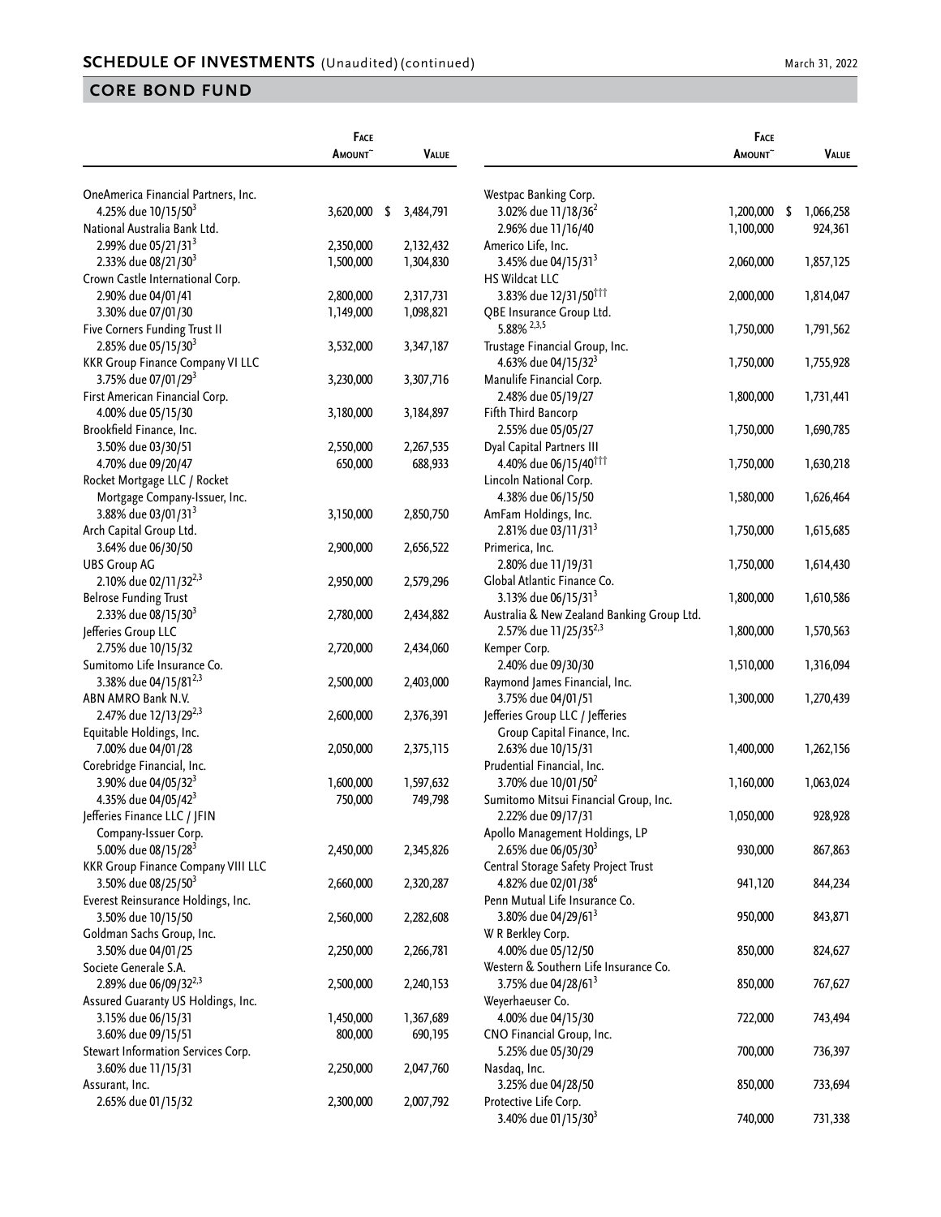## SCHEDULE OF INVESTMENTS (Unaudited) (continued)

March 31, 2022

## CORE BOND FUND

| | Face Amount~ | Value |
|---|---|---|
| OneAmerica Financial Partners, Inc. | | |
| 4.25% due 10/15/50[3] | 3,620,000 | $ 3,484,791 |
| National Australia Bank Ltd. | | |
| 2.99% due 05/21/31[3] | 2,350,000 | 2,132,432 |
| 2.33% due 08/21/30[3] | 1,500,000 | 1,304,830 |
| Crown Castle International Corp. | | |
| 2.90% due 04/01/41 | 2,800,000 | 2,317,731 |
| 3.30% due 07/01/30 | 1,149,000 | 1,098,821 |
| Five Corners Funding Trust II | | |
| 2.85% due 05/15/30[3] | 3,532,000 | 3,347,187 |
| KKR Group Finance Company VI LLC | | |
| 3.75% due 07/01/29[3] | 3,230,000 | 3,307,716 |
| First American Financial Corp. | | |
| 4.00% due 05/15/30 | 3,180,000 | 3,184,897 |
| Brookfield Finance, Inc. | | |
| 3.50% due 03/30/51 | 2,550,000 | 2,267,535 |
| 4.70% due 09/20/47 | 650,000 | 688,933 |
| Rocket Mortgage LLC / Rocket Mortgage Company-Issuer, Inc. | | |
| 3.88% due 03/01/31[3] | 3,150,000 | 2,850,750 |
| Arch Capital Group Ltd. | | |
| 3.64% due 06/30/50 | 2,900,000 | 2,656,522 |
| UBS Group AG | | |
| 2.10% due 02/11/32[2,3] | 2,950,000 | 2,579,296 |
| Belrose Funding Trust | | |
| 2.33% due 08/15/30[3] | 2,780,000 | 2,434,882 |
| Jefferies Group LLC | | |
| 2.75% due 10/15/32 | 2,720,000 | 2,434,060 |
| Sumitomo Life Insurance Co. | | |
| 3.38% due 04/15/81[2,3] | 2,500,000 | 2,403,000 |
| ABN AMRO Bank N.V. | | |
| 2.47% due 12/13/29[2,3] | 2,600,000 | 2,376,391 |
| Equitable Holdings, Inc. | | |
| 7.00% due 04/01/28 | 2,050,000 | 2,375,115 |
| Corebridge Financial, Inc. | | |
| 3.90% due 04/05/32[3] | 1,600,000 | 1,597,632 |
| 4.35% due 04/05/42[3] | 750,000 | 749,798 |
| Jefferies Finance LLC / JFIN Company-Issuer Corp. | | |
| 5.00% due 08/15/28[3] | 2,450,000 | 2,345,826 |
| KKR Group Finance Company VIII LLC | | |
| 3.50% due 08/25/50[3] | 2,660,000 | 2,320,287 |
| Everest Reinsurance Holdings, Inc. | | |
| 3.50% due 10/15/50 | 2,560,000 | 2,282,608 |
| Goldman Sachs Group, Inc. | | |
| 3.50% due 04/01/25 | 2,250,000 | 2,266,781 |
| Societe Generale S.A. | | |
| 2.89% due 06/09/32[2,3] | 2,500,000 | 2,240,153 |
| Assured Guaranty US Holdings, Inc. | | |
| 3.15% due 06/15/31 | 1,450,000 | 1,367,689 |
| 3.60% due 09/15/51 | 800,000 | 690,195 |
| Stewart Information Services Corp. | | |
| 3.60% due 11/15/31 | 2,250,000 | 2,047,760 |
| Assurant, Inc. | | |
| 2.65% due 01/15/32 | 2,300,000 | 2,007,792 |
| Westpac Banking Corp. | | |
| 3.02% due 11/18/36[2] | 1,200,000 | $ 1,066,258 |
| 2.96% due 11/16/40 | 1,100,000 | 924,361 |
| Americo Life, Inc. | | |
| 3.45% due 04/15/31[3] | 2,060,000 | 1,857,125 |
| HS Wildcat LLC | | |
| 3.83% due 12/31/50[†††] | 2,000,000 | 1,814,047 |
| QBE Insurance Group Ltd. | | |
| 5.88%[2,3,5] | 1,750,000 | 1,791,562 |
| Trustage Financial Group, Inc. | | |
| 4.63% due 04/15/32[3] | 1,750,000 | 1,755,928 |
| Manulife Financial Corp. | | |
| 2.48% due 05/19/27 | 1,800,000 | 1,731,441 |
| Fifth Third Bancorp | | |
| 2.55% due 05/05/27 | 1,750,000 | 1,690,785 |
| Dyal Capital Partners III | | |
| 4.40% due 06/15/40[†††] | 1,750,000 | 1,630,218 |
| Lincoln National Corp. | | |
| 4.38% due 06/15/50 | 1,580,000 | 1,626,464 |
| AmFam Holdings, Inc. | | |
| 2.81% due 03/11/31[3] | 1,750,000 | 1,615,685 |
| Primerica, Inc. | | |
| 2.80% due 11/19/31 | 1,750,000 | 1,614,430 |
| Global Atlantic Finance Co. | | |
| 3.13% due 06/15/31[3] | 1,800,000 | 1,610,586 |
| Australia & New Zealand Banking Group Ltd. | | |
| 2.57% due 11/25/35[2,3] | 1,800,000 | 1,570,563 |
| Kemper Corp. | | |
| 2.40% due 09/30/30 | 1,510,000 | 1,316,094 |
| Raymond James Financial, Inc. | | |
| 3.75% due 04/01/51 | 1,300,000 | 1,270,439 |
| Jefferies Group LLC / Jefferies Group Capital Finance, Inc. | | |
| 2.63% due 10/15/31 | 1,400,000 | 1,262,156 |
| Prudential Financial, Inc. | | |
| 3.70% due 10/01/50[2] | 1,160,000 | 1,063,024 |
| Sumitomo Mitsui Financial Group, Inc. | | |
| 2.22% due 09/17/31 | 1,050,000 | 928,928 |
| Apollo Management Holdings, LP | | |
| 2.65% due 06/05/30[3] | 930,000 | 867,863 |
| Central Storage Safety Project Trust | | |
| 4.82% due 02/01/38[6] | 941,120 | 844,234 |
| Penn Mutual Life Insurance Co. | | |
| 3.80% due 04/29/61[3] | 950,000 | 843,871 |
| W R Berkley Corp. | | |
| 4.00% due 05/12/50 | 850,000 | 824,627 |
| Western & Southern Life Insurance Co. | | |
| 3.75% due 04/28/61[3] | 850,000 | 767,627 |
| Weyerhaeuser Co. | | |
| 4.00% due 04/15/30 | 722,000 | 743,494 |
| CNO Financial Group, Inc. | | |
| 5.25% due 05/30/29 | 700,000 | 736,397 |
| Nasdaq, Inc. | | |
| 3.25% due 04/28/50 | 850,000 | 733,694 |
| Protective Life Corp. | | |
| 3.40% due 01/15/30[3] | 740,000 | 731,338 |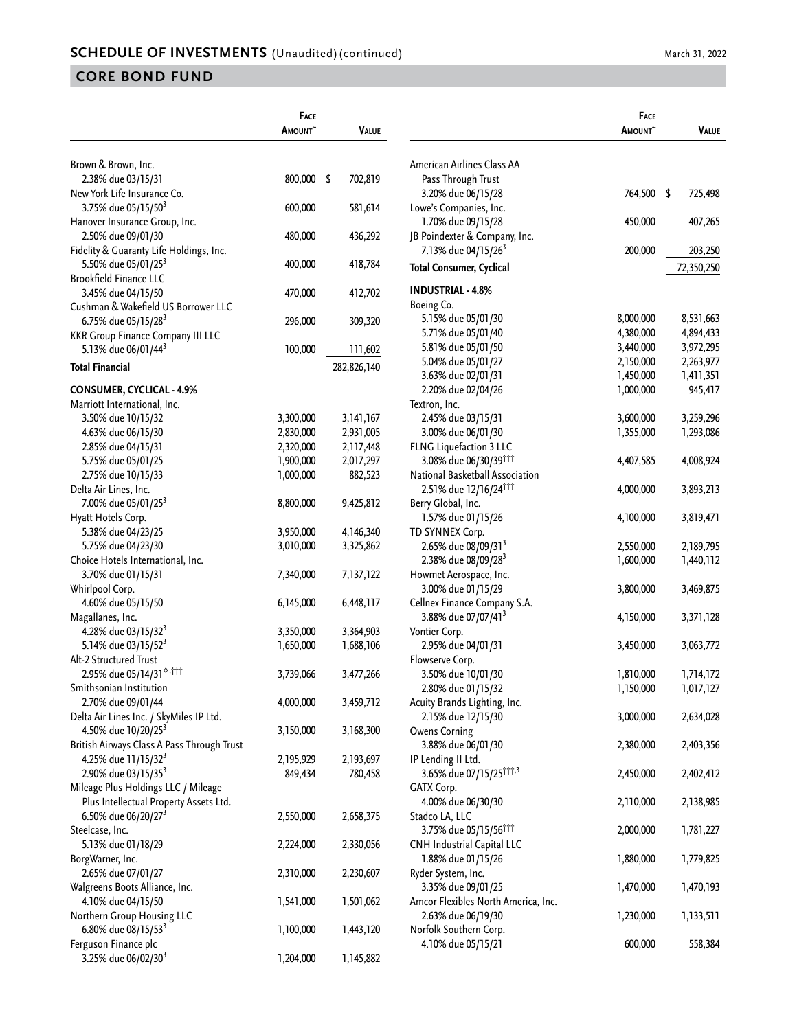## SCHEDULE OF INVESTMENTS (Unaudited) (continued)

March 31, 2022

## CORE BOND FUND

| | Face Amount~ | Value |
|---|---|---|
| Brown & Brown, Inc. | | |
| 2.38% due 03/15/31 | 800,000 | $ 702,819 |
| New York Life Insurance Co. | | |
| 3.75% due 05/15/50[3] | 600,000 | 581,614 |
| Hanover Insurance Group, Inc. | | |
| 2.50% due 09/01/30 | 480,000 | 436,292 |
| Fidelity & Guaranty Life Holdings, Inc. | | |
| 5.50% due 05/01/25[3] | 400,000 | 418,784 |
| Brookfield Finance LLC | | |
| 3.45% due 04/15/50 | 470,000 | 412,702 |
| Cushman & Wakefield US Borrower LLC | | |
| 6.75% due 05/15/28[3] | 296,000 | 309,320 |
| KKR Group Finance Company III LLC | | |
| 5.13% due 06/01/44[3] | 100,000 | 111,602 |
| **Total Financial** | | 282,826,140 |
| **CONSUMER, CYCLICAL - 4.9%** | | |
| Marriott International, Inc. | | |
| 3.50% due 10/15/32 | 3,300,000 | 3,141,167 |
| 4.63% due 06/15/30 | 2,830,000 | 2,931,005 |
| 2.85% due 04/15/31 | 2,320,000 | 2,117,448 |
| 5.75% due 05/01/25 | 1,900,000 | 2,017,297 |
| 2.75% due 10/15/33 | 1,000,000 | 882,523 |
| Delta Air Lines, Inc. | | |
| 7.00% due 05/01/25[3] | 8,800,000 | 9,425,812 |
| Hyatt Hotels Corp. | | |
| 5.38% due 04/23/25 | 3,950,000 | 4,146,340 |
| 5.75% due 04/23/30 | 3,010,000 | 3,325,862 |
| Choice Hotels International, Inc. | | |
| 3.70% due 01/15/31 | 7,340,000 | 7,137,122 |
| Whirlpool Corp. | | |
| 4.60% due 05/15/50 | 6,145,000 | 6,448,117 |
| Magallanes, Inc. | | |
| 4.28% due 03/15/32[3] | 3,350,000 | 3,364,903 |
| 5.14% due 03/15/52[3] | 1,650,000 | 1,688,106 |
| Alt-2 Structured Trust | | |
| 2.95% due 05/14/31[◊,†††] | 3,739,066 | 3,477,266 |
| Smithsonian Institution | | |
| 2.70% due 09/01/44 | 4,000,000 | 3,459,712 |
| Delta Air Lines Inc. / SkyMiles IP Ltd. | | |
| 4.50% due 10/20/25[3] | 3,150,000 | 3,168,300 |
| British Airways Class A Pass Through Trust | | |
| 4.25% due 11/15/32[3] | 2,195,929 | 2,193,697 |
| 2.90% due 03/15/35[3] | 849,434 | 780,458 |
| Mileage Plus Holdings LLC / Mileage Plus Intellectual Property Assets Ltd. | | |
| 6.50% due 06/20/27[3] | 2,550,000 | 2,658,375 |
| Steelcase, Inc. | | |
| 5.13% due 01/18/29 | 2,224,000 | 2,330,056 |
| BorgWarner, Inc. | | |
| 2.65% due 07/01/27 | 2,310,000 | 2,230,607 |
| Walgreens Boots Alliance, Inc. | | |
| 4.10% due 04/15/50 | 1,541,000 | 1,501,062 |
| Northern Group Housing LLC | | |
| 6.80% due 08/15/53[3] | 1,100,000 | 1,443,120 |
| Ferguson Finance plc | | |
| 3.25% due 06/02/30[3] | 1,204,000 | 1,145,882 |
| American Airlines Class AA Pass Through Trust | | |
| 3.20% due 06/15/28 | 764,500 | $ 725,498 |
| Lowe's Companies, Inc. | | |
| 1.70% due 09/15/28 | 450,000 | 407,265 |
| JB Poindexter & Company, Inc. | | |
| 7.13% due 04/15/26[3] | 200,000 | 203,250 |
| **Total Consumer, Cyclical** | | 72,350,250 |
| **INDUSTRIAL - 4.8%** | | |
| Boeing Co. | | |
| 5.15% due 05/01/30 | 8,000,000 | 8,531,663 |
| 5.71% due 05/01/40 | 4,380,000 | 4,894,433 |
| 5.81% due 05/01/50 | 3,440,000 | 3,972,295 |
| 5.04% due 05/01/27 | 2,150,000 | 2,263,977 |
| 3.63% due 02/01/31 | 1,450,000 | 1,411,351 |
| 2.20% due 02/04/26 | 1,000,000 | 945,417 |
| Textron, Inc. | | |
| 2.45% due 03/15/31 | 3,600,000 | 3,259,296 |
| 3.00% due 06/01/30 | 1,355,000 | 1,293,086 |
| FLNG Liquefaction 3 LLC | | |
| 3.08% due 06/30/39[†††] | 4,407,585 | 4,008,924 |
| National Basketball Association | | |
| 2.51% due 12/16/24[†††] | 4,000,000 | 3,893,213 |
| Berry Global, Inc. | | |
| 1.57% due 01/15/26 | 4,100,000 | 3,819,471 |
| TD SYNNEX Corp. | | |
| 2.65% due 08/09/31[3] | 2,550,000 | 2,189,795 |
| 2.38% due 08/09/28[3] | 1,600,000 | 1,440,112 |
| Howmet Aerospace, Inc. | | |
| 3.00% due 01/15/29 | 3,800,000 | 3,469,875 |
| Cellnex Finance Company S.A. | | |
| 3.88% due 07/07/41[3] | 4,150,000 | 3,371,128 |
| Vontier Corp. | | |
| 2.95% due 04/01/31 | 3,450,000 | 3,063,772 |
| Flowserve Corp. | | |
| 3.50% due 10/01/30 | 1,810,000 | 1,714,172 |
| 2.80% due 01/15/32 | 1,150,000 | 1,017,127 |
| Acuity Brands Lighting, Inc. | | |
| 2.15% due 12/15/30 | 3,000,000 | 2,634,028 |
| Owens Corning | | |
| 3.88% due 06/01/30 | 2,380,000 | 2,403,356 |
| IP Lending II Ltd. | | |
| 3.65% due 07/15/25[†††,3] | 2,450,000 | 2,402,412 |
| GATX Corp. | | |
| 4.00% due 06/30/30 | 2,110,000 | 2,138,985 |
| Stadco LA, LLC | | |
| 3.75% due 05/15/56[†††] | 2,000,000 | 1,781,227 |
| CNH Industrial Capital LLC | | |
| 1.88% due 01/15/26 | 1,880,000 | 1,779,825 |
| Ryder System, Inc. | | |
| 3.35% due 09/01/25 | 1,470,000 | 1,470,193 |
| Amcor Flexibles North America, Inc. | | |
| 2.63% due 06/19/30 | 1,230,000 | 1,133,511 |
| Norfolk Southern Corp. | | |
| 4.10% due 05/15/21 | 600,000 | 558,384 |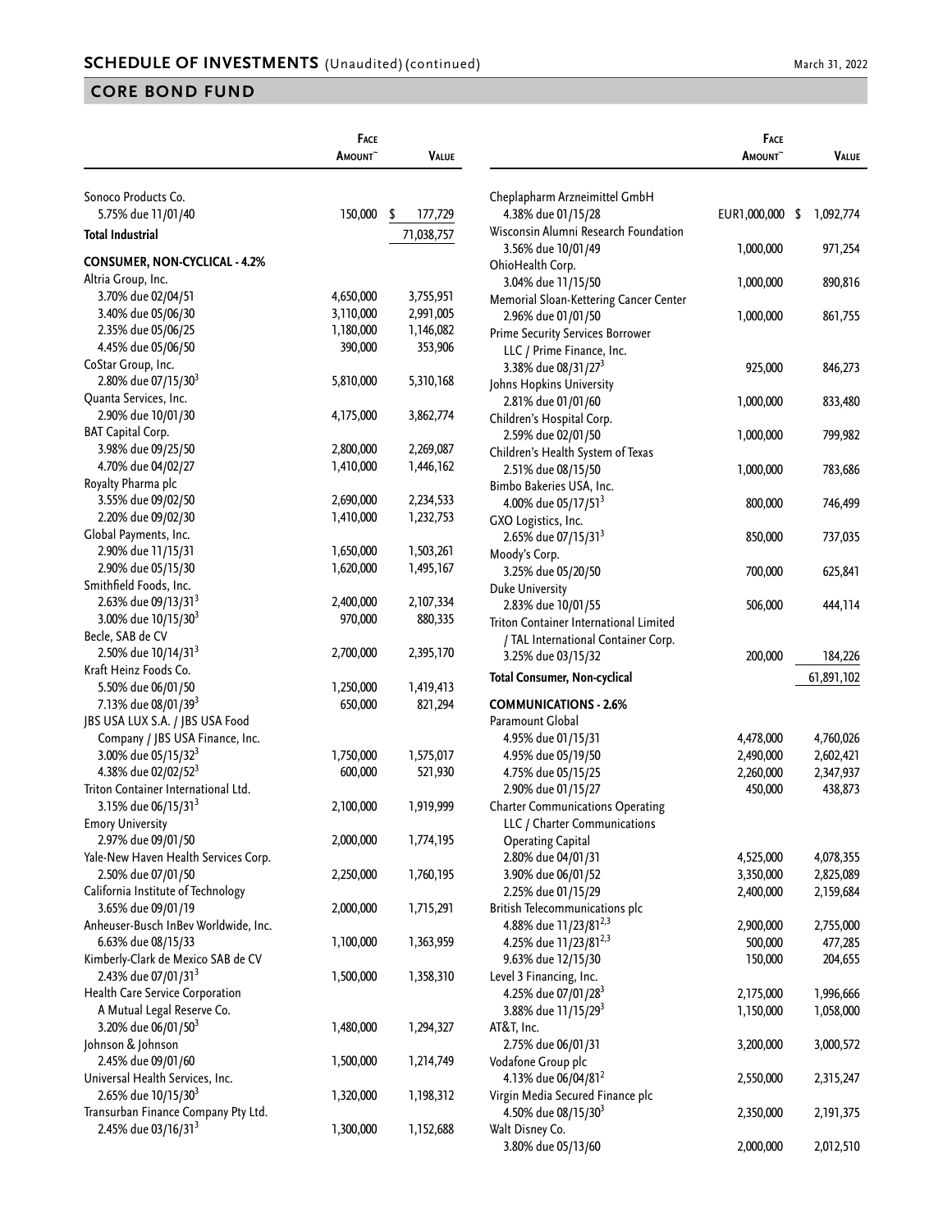## SCHEDULE OF INVESTMENTS (Unaudited) (continued)

March 31, 2022

## CORE BOND FUND

| | Face Amount~ | Value |
|---|---|---|
| Sonoco Products Co. | | |
| 5.75% due 11/01/40 | 150,000 | $ 177,729 |
| **Total Industrial** | | 71,038,757 |
| **CONSUMER, NON-CYCLICAL - 4.2%** | | |
| Altria Group, Inc. | | |
| 3.70% due 02/04/51 | 4,650,000 | 3,755,951 |
| 3.40% due 05/06/30 | 3,110,000 | 2,991,005 |
| 2.35% due 05/06/25 | 1,180,000 | 1,146,082 |
| 4.45% due 05/06/50 | 390,000 | 353,906 |
| CoStar Group, Inc. | | |
| 2.80% due 07/15/30[3] | 5,810,000 | 5,310,168 |
| Quanta Services, Inc. | | |
| 2.90% due 10/01/30 | 4,175,000 | 3,862,774 |
| BAT Capital Corp. | | |
| 3.98% due 09/25/50 | 2,800,000 | 2,269,087 |
| 4.70% due 04/02/27 | 1,410,000 | 1,446,162 |
| Royalty Pharma plc | | |
| 3.55% due 09/02/50 | 2,690,000 | 2,234,533 |
| 2.20% due 09/02/30 | 1,410,000 | 1,232,753 |
| Global Payments, Inc. | | |
| 2.90% due 11/15/31 | 1,650,000 | 1,503,261 |
| 2.90% due 05/15/30 | 1,620,000 | 1,495,167 |
| Smithfield Foods, Inc. | | |
| 2.63% due 09/13/31[3] | 2,400,000 | 2,107,334 |
| 3.00% due 10/15/30[3] | 970,000 | 880,335 |
| Becle, SAB de CV | | |
| 2.50% due 10/14/31[3] | 2,700,000 | 2,395,170 |
| Kraft Heinz Foods Co. | | |
| 5.50% due 06/01/50 | 1,250,000 | 1,419,413 |
| 7.13% due 08/01/39[3] | 650,000 | 821,294 |
| JBS USA LUX S.A. / JBS USA Food Company / JBS USA Finance, Inc. | | |
| 3.00% due 05/15/32[3] | 1,750,000 | 1,575,017 |
| 4.38% due 02/02/52[3] | 600,000 | 521,930 |
| Triton Container International Ltd. | | |
| 3.15% due 06/15/31[3] | 2,100,000 | 1,919,999 |
| Emory University | | |
| 2.97% due 09/01/50 | 2,000,000 | 1,774,195 |
| Yale-New Haven Health Services Corp. | | |
| 2.50% due 07/01/50 | 2,250,000 | 1,760,195 |
| California Institute of Technology | | |
| 3.65% due 09/01/19 | 2,000,000 | 1,715,291 |
| Anheuser-Busch InBev Worldwide, Inc. | | |
| 6.63% due 08/15/33 | 1,100,000 | 1,363,959 |
| Kimberly-Clark de Mexico SAB de CV | | |
| 2.43% due 07/01/31[3] | 1,500,000 | 1,358,310 |
| Health Care Service Corporation A Mutual Legal Reserve Co. | | |
| 3.20% due 06/01/50[3] | 1,480,000 | 1,294,327 |
| Johnson & Johnson | | |
| 2.45% due 09/01/60 | 1,500,000 | 1,214,749 |
| Universal Health Services, Inc. | | |
| 2.65% due 10/15/30[3] | 1,320,000 | 1,198,312 |
| Transurban Finance Company Pty Ltd. | | |
| 2.45% due 03/16/31[3] | 1,300,000 | 1,152,688 |
| Cheplapharm Arzneimittel GmbH | | |
| 4.38% due 01/15/28 | EUR1,000,000 | $ 1,092,774 |
| Wisconsin Alumni Research Foundation | | |
| 3.56% due 10/01/49 | 1,000,000 | 971,254 |
| OhioHealth Corp. | | |
| 3.04% due 11/15/50 | 1,000,000 | 890,816 |
| Memorial Sloan-Kettering Cancer Center | | |
| 2.96% due 01/01/50 | 1,000,000 | 861,755 |
| Prime Security Services Borrower LLC / Prime Finance, Inc. | | |
| 3.38% due 08/31/27[3] | 925,000 | 846,273 |
| Johns Hopkins University | | |
| 2.81% due 01/01/60 | 1,000,000 | 833,480 |
| Children's Hospital Corp. | | |
| 2.59% due 02/01/50 | 1,000,000 | 799,982 |
| Children's Health System of Texas | | |
| 2.51% due 08/15/50 | 1,000,000 | 783,686 |
| Bimbo Bakeries USA, Inc. | | |
| 4.00% due 05/17/51[3] | 800,000 | 746,499 |
| GXO Logistics, Inc. | | |
| 2.65% due 07/15/31[3] | 850,000 | 737,035 |
| Moody's Corp. | | |
| 3.25% due 05/20/50 | 700,000 | 625,841 |
| Duke University | | |
| 2.83% due 10/01/55 | 506,000 | 444,114 |
| Triton Container International Limited / TAL International Container Corp. | | |
| 3.25% due 03/15/32 | 200,000 | 184,226 |
| **Total Consumer, Non-cyclical** | | 61,891,102 |
| **COMMUNICATIONS - 2.6%** | | |
| Paramount Global | | |
| 4.95% due 01/15/31 | 4,478,000 | 4,760,026 |
| 4.95% due 05/19/50 | 2,490,000 | 2,602,421 |
| 4.75% due 05/15/25 | 2,260,000 | 2,347,937 |
| 2.90% due 01/15/27 | 450,000 | 438,873 |
| Charter Communications Operating LLC / Charter Communications Operating Capital | | |
| 2.80% due 04/01/31 | 4,525,000 | 4,078,355 |
| 3.90% due 06/01/52 | 3,350,000 | 2,825,089 |
| 2.25% due 01/15/29 | 2,400,000 | 2,159,684 |
| British Telecommunications plc | | |
| 4.88% due 11/23/81[2,3] | 2,900,000 | 2,755,000 |
| 4.25% due 11/23/81[2,3] | 500,000 | 477,285 |
| 9.63% due 12/15/30 | 150,000 | 204,655 |
| Level 3 Financing, Inc. | | |
| 4.25% due 07/01/28[3] | 2,175,000 | 1,996,666 |
| 3.88% due 11/15/29[3] | 1,150,000 | 1,058,000 |
| AT&T, Inc. | | |
| 2.75% due 06/01/31 | 3,200,000 | 3,000,572 |
| Vodafone Group plc | | |
| 4.13% due 06/04/81[2] | 2,550,000 | 2,315,247 |
| Virgin Media Secured Finance plc | | |
| 4.50% due 08/15/30[3] | 2,350,000 | 2,191,375 |
| Walt Disney Co. | | |
| 3.80% due 05/13/60 | 2,000,000 | 2,012,510 |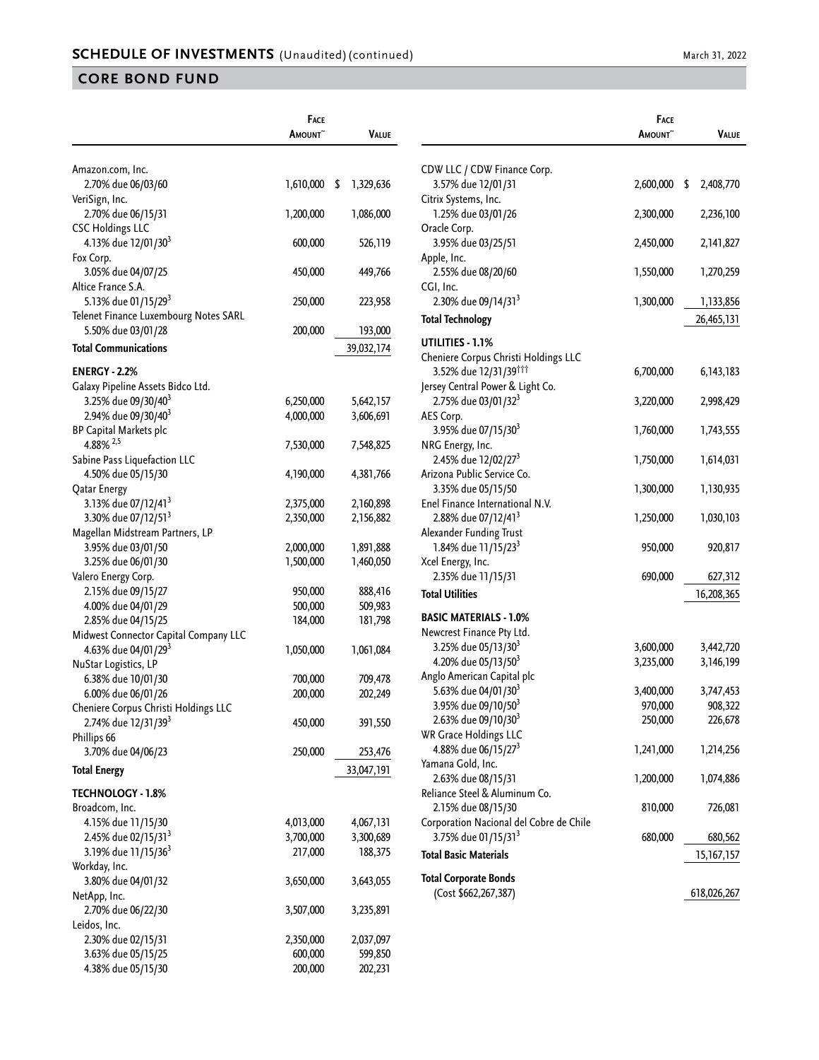## SCHEDULE OF INVESTMENTS (Unaudited) (continued)

## CORE BOND FUND

| | Face Amount~ | Value |
|---|---|---|
| Amazon.com, Inc. | | |
| 2.70% due 06/03/60 | 1,610,000 | $ 1,329,636 |
| VeriSign, Inc. | | |
| 2.70% due 06/15/31 | 1,200,000 | 1,086,000 |
| CSC Holdings LLC | | |
| 4.13% due 12/01/30[3] | 600,000 | 526,119 |
| Fox Corp. | | |
| 3.05% due 04/07/25 | 450,000 | 449,766 |
| Altice France S.A. | | |
| 5.13% due 01/15/29[3] | 250,000 | 223,958 |
| Telenet Finance Luxembourg Notes SARL | | |
| 5.50% due 03/01/28 | 200,000 | 193,000 |
| **Total Communications** | | 39,032,174 |
| **ENERGY - 2.2%** | | |
| Galaxy Pipeline Assets Bidco Ltd. | | |
| 3.25% due 09/30/40[3] | 6,250,000 | 5,642,157 |
| 2.94% due 09/30/40[3] | 4,000,000 | 3,606,691 |
| BP Capital Markets plc | | |
| 4.88% [2,5] | 7,530,000 | 7,548,825 |
| Sabine Pass Liquefaction LLC | | |
| 4.50% due 05/15/30 | 4,190,000 | 4,381,766 |
| Qatar Energy | | |
| 3.13% due 07/12/41[3] | 2,375,000 | 2,160,898 |
| 3.30% due 07/12/51[3] | 2,350,000 | 2,156,882 |
| Magellan Midstream Partners, LP | | |
| 3.95% due 03/01/50 | 2,000,000 | 1,891,888 |
| 3.25% due 06/01/30 | 1,500,000 | 1,460,050 |
| Valero Energy Corp. | | |
| 2.15% due 09/15/27 | 950,000 | 888,416 |
| 4.00% due 04/01/29 | 500,000 | 509,983 |
| 2.85% due 04/15/25 | 184,000 | 181,798 |
| Midwest Connector Capital Company LLC | | |
| 4.63% due 04/01/29[3] | 1,050,000 | 1,061,084 |
| NuStar Logistics, LP | | |
| 6.38% due 10/01/30 | 700,000 | 709,478 |
| 6.00% due 06/01/26 | 200,000 | 202,249 |
| Cheniere Corpus Christi Holdings LLC | | |
| 2.74% due 12/31/39[3] | 450,000 | 391,550 |
| Phillips 66 | | |
| 3.70% due 04/06/23 | 250,000 | 253,476 |
| **Total Energy** | | 33,047,191 |
| **TECHNOLOGY - 1.8%** | | |
| Broadcom, Inc. | | |
| 4.15% due 11/15/30 | 4,013,000 | 4,067,131 |
| 2.45% due 02/15/31[3] | 3,700,000 | 3,300,689 |
| 3.19% due 11/15/36[3] | 217,000 | 188,375 |
| Workday, Inc. | | |
| 3.80% due 04/01/32 | 3,650,000 | 3,643,055 |
| NetApp, Inc. | | |
| 2.70% due 06/22/30 | 3,507,000 | 3,235,891 |
| Leidos, Inc. | | |
| 2.30% due 02/15/31 | 2,350,000 | 2,037,097 |
| 3.63% due 05/15/25 | 600,000 | 599,850 |
| 4.38% due 05/15/30 | 200,000 | 202,231 |
| CDW LLC / CDW Finance Corp. | | |
| 3.57% due 12/01/31 | 2,600,000 | $ 2,408,770 |
| Citrix Systems, Inc. | | |
| 1.25% due 03/01/26 | 2,300,000 | 2,236,100 |
| Oracle Corp. | | |
| 3.95% due 03/25/51 | 2,450,000 | 2,141,827 |
| Apple, Inc. | | |
| 2.55% due 08/20/60 | 1,550,000 | 1,270,259 |
| CGI, Inc. | | |
| 2.30% due 09/14/31[3] | 1,300,000 | 1,133,856 |
| **Total Technology** | | 26,465,131 |
| **UTILITIES - 1.1%** | | |
| Cheniere Corpus Christi Holdings LLC | | |
| 3.52% due 12/31/39[†††] | 6,700,000 | 6,143,183 |
| Jersey Central Power & Light Co. | | |
| 2.75% due 03/01/32[3] | 3,220,000 | 2,998,429 |
| AES Corp. | | |
| 3.95% due 07/15/30[3] | 1,760,000 | 1,743,555 |
| NRG Energy, Inc. | | |
| 2.45% due 12/02/27[3] | 1,750,000 | 1,614,031 |
| Arizona Public Service Co. | | |
| 3.35% due 05/15/50 | 1,300,000 | 1,130,935 |
| Enel Finance International N.V. | | |
| 2.88% due 07/12/41[3] | 1,250,000 | 1,030,103 |
| Alexander Funding Trust | | |
| 1.84% due 11/15/23[3] | 950,000 | 920,817 |
| Xcel Energy, Inc. | | |
| 2.35% due 11/15/31 | 690,000 | 627,312 |
| **Total Utilities** | | 16,208,365 |
| **BASIC MATERIALS - 1.0%** | | |
| Newcrest Finance Pty Ltd. | | |
| 3.25% due 05/13/30[3] | 3,600,000 | 3,442,720 |
| 4.20% due 05/13/50[3] | 3,235,000 | 3,146,199 |
| Anglo American Capital plc | | |
| 5.63% due 04/01/30[3] | 3,400,000 | 3,747,453 |
| 3.95% due 09/10/50[3] | 970,000 | 908,322 |
| 2.63% due 09/10/30[3] | 250,000 | 226,678 |
| WR Grace Holdings LLC | | |
| 4.88% due 06/15/27[3] | 1,241,000 | 1,214,256 |
| Yamana Gold, Inc. | | |
| 2.63% due 08/15/31 | 1,200,000 | 1,074,886 |
| Reliance Steel & Aluminum Co. | | |
| 2.15% due 08/15/30 | 810,000 | 726,081 |
| Corporation Nacional del Cobre de Chile | | |
| 3.75% due 01/15/31[3] | 680,000 | 680,562 |
| **Total Basic Materials** | | 15,167,157 |
| **Total Corporate Bonds** | | |
| (Cost $662,267,387) | | 618,026,267 |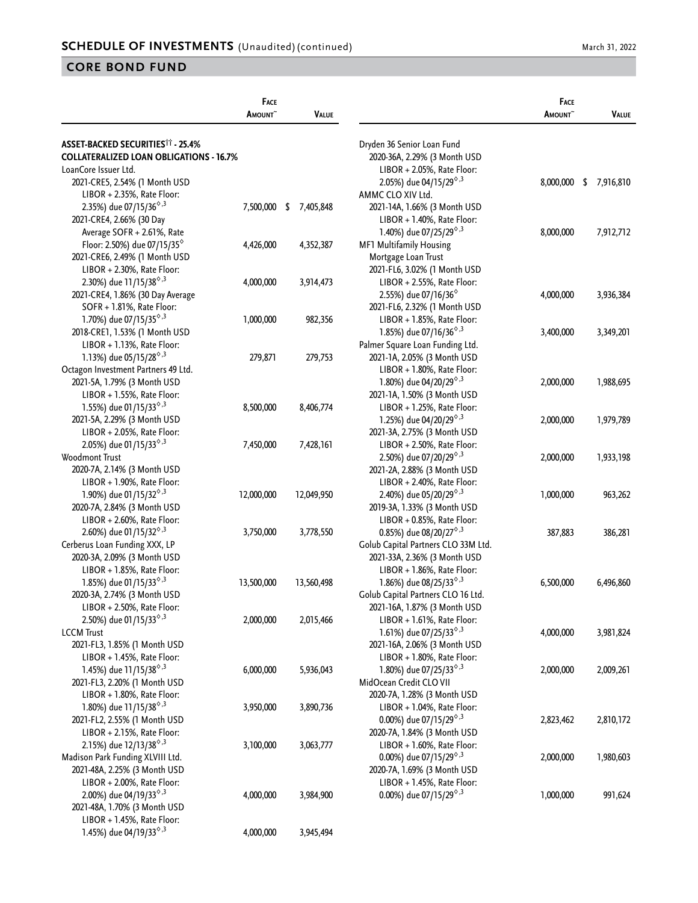## SCHEDULE OF INVESTMENTS (Unaudited) (continued)

March 31, 2022

## CORE BOND FUND

| | Face Amount~ | Value |
|---|---|---|
| **ASSET-BACKED SECURITIES†† - 25.4%** | | |
| **COLLATERALIZED LOAN OBLIGATIONS - 16.7%** | | |
| LoanCore Issuer Ltd. | | |
| 2021-CRE5, 2.54% (1 Month USD LIBOR + 2.35%, Rate Floor: 2.35%) due 07/15/36◊,3 | 7,500,000 | $ 7,405,848 |
| 2021-CRE4, 2.66% (30 Day Average SOFR + 2.61%, Rate Floor: 2.50%) due 07/15/35◊ | 4,426,000 | 4,352,387 |
| 2021-CRE6, 2.49% (1 Month USD LIBOR + 2.30%, Rate Floor: 2.30%) due 11/15/38◊,3 | 4,000,000 | 3,914,473 |
| 2021-CRE4, 1.86% (30 Day Average SOFR + 1.81%, Rate Floor: 1.70%) due 07/15/35◊,3 | 1,000,000 | 982,356 |
| 2018-CRE1, 1.53% (1 Month USD LIBOR + 1.13%, Rate Floor: 1.13%) due 05/15/28◊,3 | 279,871 | 279,753 |
| Octagon Investment Partners 49 Ltd. | | |
| 2021-5A, 1.79% (3 Month USD LIBOR + 1.55%, Rate Floor: 1.55%) due 01/15/33◊,3 | 8,500,000 | 8,406,774 |
| 2021-5A, 2.29% (3 Month USD LIBOR + 2.05%, Rate Floor: 2.05%) due 01/15/33◊,3 | 7,450,000 | 7,428,161 |
| Woodmont Trust | | |
| 2020-7A, 2.14% (3 Month USD LIBOR + 1.90%, Rate Floor: 1.90%) due 01/15/32◊,3 | 12,000,000 | 12,049,950 |
| 2020-7A, 2.84% (3 Month USD LIBOR + 2.60%, Rate Floor: 2.60%) due 01/15/32◊,3 | 3,750,000 | 3,778,550 |
| Cerberus Loan Funding XXX, LP | | |
| 2020-3A, 2.09% (3 Month USD LIBOR + 1.85%, Rate Floor: 1.85%) due 01/15/33◊,3 | 13,500,000 | 13,560,498 |
| 2020-3A, 2.74% (3 Month USD LIBOR + 2.50%, Rate Floor: 2.50%) due 01/15/33◊,3 | 2,000,000 | 2,015,466 |
| LCCM Trust | | |
| 2021-FL3, 1.85% (1 Month USD LIBOR + 1.45%, Rate Floor: 1.45%) due 11/15/38◊,3 | 6,000,000 | 5,936,043 |
| 2021-FL3, 2.20% (1 Month USD LIBOR + 1.80%, Rate Floor: 1.80%) due 11/15/38◊,3 | 3,950,000 | 3,890,736 |
| 2021-FL2, 2.55% (1 Month USD LIBOR + 2.15%, Rate Floor: 2.15%) due 12/13/38◊,3 | 3,100,000 | 3,063,777 |
| Madison Park Funding XLVIII Ltd. | | |
| 2021-48A, 2.25% (3 Month USD LIBOR + 2.00%, Rate Floor: 2.00%) due 04/19/33◊,3 | 4,000,000 | 3,984,900 |
| 2021-48A, 1.70% (3 Month USD LIBOR + 1.45%, Rate Floor: 1.45%) due 04/19/33◊,3 | 4,000,000 | 3,945,494 |
| Dryden 36 Senior Loan Fund | | |
| 2020-36A, 2.29% (3 Month USD LIBOR + 2.05%, Rate Floor: 2.05%) due 04/15/29◊,3 | 8,000,000 | $ 7,916,810 |
| AMMC CLO XIV Ltd. | | |
| 2021-14A, 1.66% (3 Month USD LIBOR + 1.40%, Rate Floor: 1.40%) due 07/25/29◊,3 | 8,000,000 | 7,912,712 |
| MF1 Multifamily Housing Mortgage Loan Trust | | |
| 2021-FL6, 3.02% (1 Month USD LIBOR + 2.55%, Rate Floor: 2.55%) due 07/16/36◊ | 4,000,000 | 3,936,384 |
| 2021-FL6, 2.32% (1 Month USD LIBOR + 1.85%, Rate Floor: 1.85%) due 07/16/36◊,3 | 3,400,000 | 3,349,201 |
| Palmer Square Loan Funding Ltd. | | |
| 2021-1A, 2.05% (3 Month USD LIBOR + 1.80%, Rate Floor: 1.80%) due 04/20/29◊,3 | 2,000,000 | 1,988,695 |
| 2021-1A, 1.50% (3 Month USD LIBOR + 1.25%, Rate Floor: 1.25%) due 04/20/29◊,3 | 2,000,000 | 1,979,789 |
| 2021-3A, 2.75% (3 Month USD LIBOR + 2.50%, Rate Floor: 2.50%) due 07/20/29◊,3 | 2,000,000 | 1,933,198 |
| 2021-2A, 2.88% (3 Month USD LIBOR + 2.40%, Rate Floor: 2.40%) due 05/20/29◊,3 | 1,000,000 | 963,262 |
| 2019-3A, 1.33% (3 Month USD LIBOR + 0.85%, Rate Floor: 0.85%) due 08/20/27◊,3 | 387,883 | 386,281 |
| Golub Capital Partners CLO 33M Ltd. | | |
| 2021-33A, 2.36% (3 Month USD LIBOR + 1.86%, Rate Floor: 1.86%) due 08/25/33◊,3 | 6,500,000 | 6,496,860 |
| Golub Capital Partners CLO 16 Ltd. | | |
| 2021-16A, 1.87% (3 Month USD LIBOR + 1.61%, Rate Floor: 1.61%) due 07/25/33◊,3 | 4,000,000 | 3,981,824 |
| 2021-16A, 2.06% (3 Month USD LIBOR + 1.80%, Rate Floor: 1.80%) due 07/25/33◊,3 | 2,000,000 | 2,009,261 |
| MidOcean Credit CLO VII | | |
| 2020-7A, 1.28% (3 Month USD LIBOR + 1.04%, Rate Floor: 0.00%) due 07/15/29◊,3 | 2,823,462 | 2,810,172 |
| 2020-7A, 1.84% (3 Month USD LIBOR + 1.60%, Rate Floor: 0.00%) due 07/15/29◊,3 | 2,000,000 | 1,980,603 |
| 2020-7A, 1.69% (3 Month USD LIBOR + 1.45%, Rate Floor: 0.00%) due 07/15/29◊,3 | 1,000,000 | 991,624 |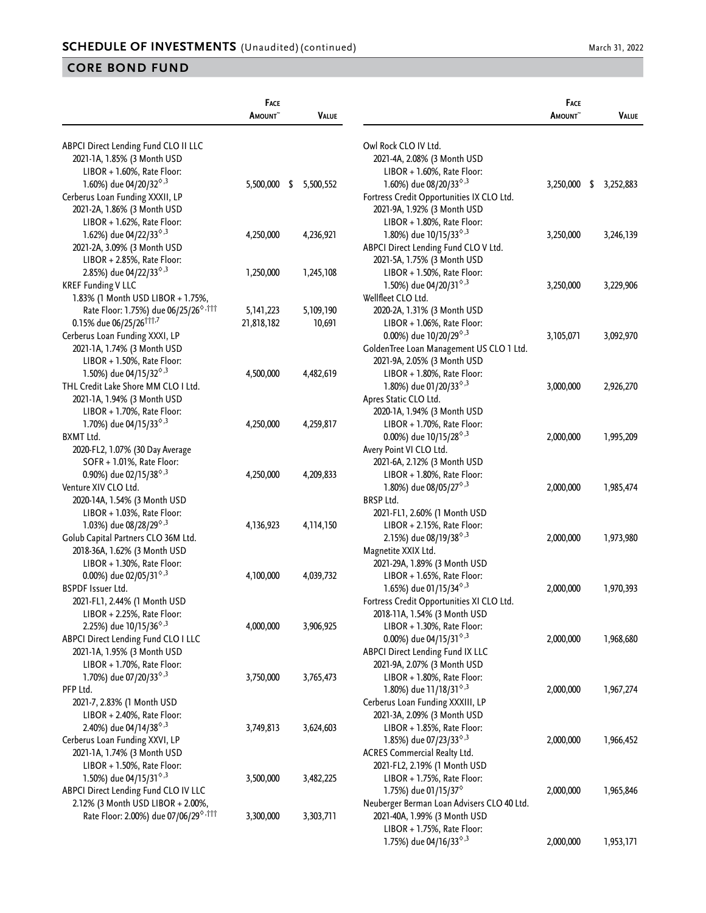## SCHEDULE OF INVESTMENTS (Unaudited) (continued)

March 31, 2022

## CORE BOND FUND

| | Face Amount~ | Value |
|---|---|---|
| ABPCI Direct Lending Fund CLO II LLC | | |
| 2021-1A, 1.85% (3 Month USD LIBOR + 1.60%, Rate Floor: 1.60%) due 04/20/32◊,3 | 5,500,000 | $ 5,500,552 |
| Cerberus Loan Funding XXXII, LP | | |
| 2021-2A, 1.86% (3 Month USD LIBOR + 1.62%, Rate Floor: 1.62%) due 04/22/33◊,3 | 4,250,000 | 4,236,921 |
| 2021-2A, 3.09% (3 Month USD LIBOR + 2.85%, Rate Floor: 2.85%) due 04/22/33◊,3 | 1,250,000 | 1,245,108 |
| KREF Funding V LLC | | |
| 1.83% (1 Month USD LIBOR + 1.75%, Rate Floor: 1.75%) due 06/25/26◊,††† | 5,141,223 | 5,109,190 |
| 0.15% due 06/25/26†††,7 | 21,818,182 | 10,691 |
| Cerberus Loan Funding XXXI, LP | | |
| 2021-1A, 1.74% (3 Month USD LIBOR + 1.50%, Rate Floor: 1.50%) due 04/15/32◊,3 | 4,500,000 | 4,482,619 |
| THL Credit Lake Shore MM CLO I Ltd. | | |
| 2021-1A, 1.94% (3 Month USD LIBOR + 1.70%, Rate Floor: 1.70%) due 04/15/33◊,3 | 4,250,000 | 4,259,817 |
| BXMT Ltd. | | |
| 2020-FL2, 1.07% (30 Day Average SOFR + 1.01%, Rate Floor: 0.90%) due 02/15/38◊,3 | 4,250,000 | 4,209,833 |
| Venture XIV CLO Ltd. | | |
| 2020-14A, 1.54% (3 Month USD LIBOR + 1.03%, Rate Floor: 1.03%) due 08/28/29◊,3 | 4,136,923 | 4,114,150 |
| Golub Capital Partners CLO 36M Ltd. | | |
| 2018-36A, 1.62% (3 Month USD LIBOR + 1.30%, Rate Floor: 0.00%) due 02/05/31◊,3 | 4,100,000 | 4,039,732 |
| BSPDF Issuer Ltd. | | |
| 2021-FL1, 2.44% (1 Month USD LIBOR + 2.25%, Rate Floor: 2.25%) due 10/15/36◊,3 | 4,000,000 | 3,906,925 |
| ABPCI Direct Lending Fund CLO I LLC | | |
| 2021-1A, 1.95% (3 Month USD LIBOR + 1.70%, Rate Floor: 1.70%) due 07/20/33◊,3 | 3,750,000 | 3,765,473 |
| PFP Ltd. | | |
| 2021-7, 2.83% (1 Month USD LIBOR + 2.40%, Rate Floor: 2.40%) due 04/14/38◊,3 | 3,749,813 | 3,624,603 |
| Cerberus Loan Funding XXVI, LP | | |
| 2021-1A, 1.74% (3 Month USD LIBOR + 1.50%, Rate Floor: 1.50%) due 04/15/31◊,3 | 3,500,000 | 3,482,225 |
| ABPCI Direct Lending Fund CLO IV LLC | | |
| 2.12% (3 Month USD LIBOR + 2.00%, Rate Floor: 2.00%) due 07/06/29◊,††† | 3,300,000 | 3,303,711 |
| Owl Rock CLO IV Ltd. | | |
| 2021-4A, 2.08% (3 Month USD LIBOR + 1.60%, Rate Floor: 1.60%) due 08/20/33◊,3 | 3,250,000 | $ 3,252,883 |
| Fortress Credit Opportunities IX CLO Ltd. | | |
| 2021-9A, 1.92% (3 Month USD LIBOR + 1.80%, Rate Floor: 1.80%) due 10/15/33◊,3 | 3,250,000 | 3,246,139 |
| ABPCI Direct Lending Fund CLO V Ltd. | | |
| 2021-5A, 1.75% (3 Month USD LIBOR + 1.50%, Rate Floor: 1.50%) due 04/20/31◊,3 | 3,250,000 | 3,229,906 |
| Wellfleet CLO Ltd. | | |
| 2020-2A, 1.31% (3 Month USD LIBOR + 1.06%, Rate Floor: 0.00%) due 10/20/29◊,3 | 3,105,071 | 3,092,970 |
| GoldenTree Loan Management US CLO 1 Ltd. | | |
| 2021-9A, 2.05% (3 Month USD LIBOR + 1.80%, Rate Floor: 1.80%) due 01/20/33◊,3 | 3,000,000 | 2,926,270 |
| Apres Static CLO Ltd. | | |
| 2020-1A, 1.94% (3 Month USD LIBOR + 1.70%, Rate Floor: 0.00%) due 10/15/28◊,3 | 2,000,000 | 1,995,209 |
| Avery Point VI CLO Ltd. | | |
| 2021-6A, 2.12% (3 Month USD LIBOR + 1.80%, Rate Floor: 1.80%) due 08/05/27◊,3 | 2,000,000 | 1,985,474 |
| BRSP Ltd. | | |
| 2021-FL1, 2.60% (1 Month USD LIBOR + 2.15%, Rate Floor: 2.15%) due 08/19/38◊,3 | 2,000,000 | 1,973,980 |
| Magnetite XXIX Ltd. | | |
| 2021-29A, 1.89% (3 Month USD LIBOR + 1.65%, Rate Floor: 1.65%) due 01/15/34◊,3 | 2,000,000 | 1,970,393 |
| Fortress Credit Opportunities XI CLO Ltd. | | |
| 2018-11A, 1.54% (3 Month USD LIBOR + 1.30%, Rate Floor: 0.00%) due 04/15/31◊,3 | 2,000,000 | 1,968,680 |
| ABPCI Direct Lending Fund IX LLC | | |
| 2021-9A, 2.07% (3 Month USD LIBOR + 1.80%, Rate Floor: 1.80%) due 11/18/31◊,3 | 2,000,000 | 1,967,274 |
| Cerberus Loan Funding XXXIII, LP | | |
| 2021-3A, 2.09% (3 Month USD LIBOR + 1.85%, Rate Floor: 1.85%) due 07/23/33◊,3 | 2,000,000 | 1,966,452 |
| ACRES Commercial Realty Ltd. | | |
| 2021-FL2, 2.19% (1 Month USD LIBOR + 1.75%, Rate Floor: 1.75%) due 01/15/37◊ | 2,000,000 | 1,965,846 |
| Neuberger Berman Loan Advisers CLO 40 Ltd. | | |
| 2021-40A, 1.99% (3 Month USD LIBOR + 1.75%, Rate Floor: 1.75%) due 04/16/33◊,3 | 2,000,000 | 1,953,171 |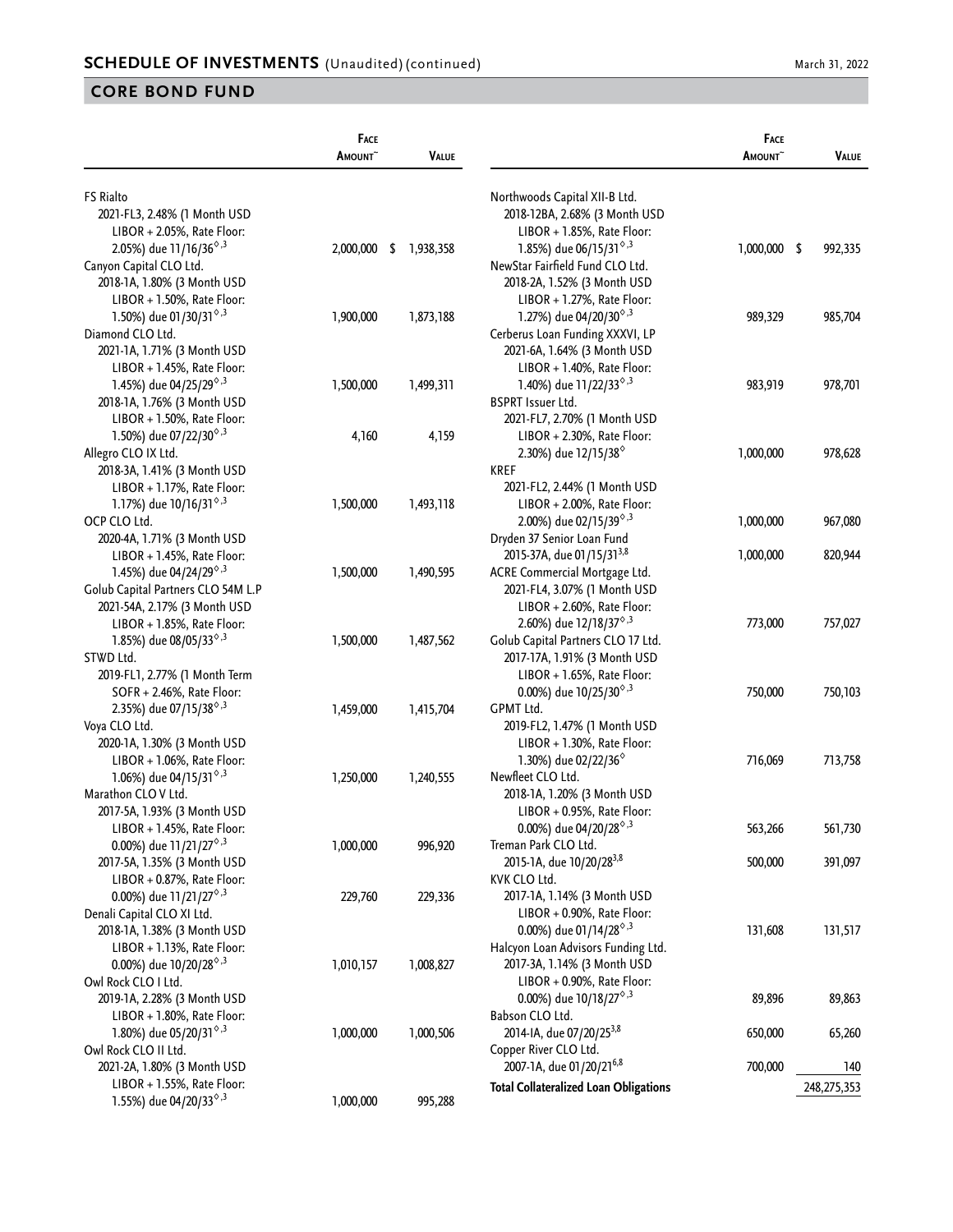## SCHEDULE OF INVESTMENTS (Unaudited) (continued)

March 31, 2022

## CORE BOND FUND

| | Face Amount~ | Value |
|---|---|---|
| FS Rialto | | |
| 2021-FL3, 2.48% (1 Month USD LIBOR + 2.05%, Rate Floor: 2.05%) due 11/16/36◊,3 | 2,000,000 | $ 1,938,358 |
| Canyon Capital CLO Ltd. | | |
| 2018-1A, 1.80% (3 Month USD LIBOR + 1.50%, Rate Floor: 1.50%) due 01/30/31◊,3 | 1,900,000 | 1,873,188 |
| Diamond CLO Ltd. | | |
| 2021-1A, 1.71% (3 Month USD LIBOR + 1.45%, Rate Floor: 1.45%) due 04/25/29◊,3 | 1,500,000 | 1,499,311 |
| 2018-1A, 1.76% (3 Month USD LIBOR + 1.50%, Rate Floor: 1.50%) due 07/22/30◊,3 | 4,160 | 4,159 |
| Allegro CLO IX Ltd. | | |
| 2018-3A, 1.41% (3 Month USD LIBOR + 1.17%, Rate Floor: 1.17%) due 10/16/31◊,3 | 1,500,000 | 1,493,118 |
| OCP CLO Ltd. | | |
| 2020-4A, 1.71% (3 Month USD LIBOR + 1.45%, Rate Floor: 1.45%) due 04/24/29◊,3 | 1,500,000 | 1,490,595 |
| Golub Capital Partners CLO 54M L.P | | |
| 2021-54A, 2.17% (3 Month USD LIBOR + 1.85%, Rate Floor: 1.85%) due 08/05/33◊,3 | 1,500,000 | 1,487,562 |
| STWD Ltd. | | |
| 2019-FL1, 2.77% (1 Month Term SOFR + 2.46%, Rate Floor: 2.35%) due 07/15/38◊,3 | 1,459,000 | 1,415,704 |
| Voya CLO Ltd. | | |
| 2020-1A, 1.30% (3 Month USD LIBOR + 1.06%, Rate Floor: 1.06%) due 04/15/31◊,3 | 1,250,000 | 1,240,555 |
| Marathon CLO V Ltd. | | |
| 2017-5A, 1.93% (3 Month USD LIBOR + 1.45%, Rate Floor: 0.00%) due 11/21/27◊,3 | 1,000,000 | 996,920 |
| 2017-5A, 1.35% (3 Month USD LIBOR + 0.87%, Rate Floor: 0.00%) due 11/21/27◊,3 | 229,760 | 229,336 |
| Denali Capital CLO XI Ltd. | | |
| 2018-1A, 1.38% (3 Month USD LIBOR + 1.13%, Rate Floor: 0.00%) due 10/20/28◊,3 | 1,010,157 | 1,008,827 |
| Owl Rock CLO I Ltd. | | |
| 2019-1A, 2.28% (3 Month USD LIBOR + 1.80%, Rate Floor: 1.80%) due 05/20/31◊,3 | 1,000,000 | 1,000,506 |
| Owl Rock CLO II Ltd. | | |
| 2021-2A, 1.80% (3 Month USD LIBOR + 1.55%, Rate Floor: 1.55%) due 04/20/33◊,3 | 1,000,000 | 995,288 |
| Northwoods Capital XII-B Ltd. | | |
| 2018-12BA, 2.68% (3 Month USD LIBOR + 1.85%, Rate Floor: 1.85%) due 06/15/31◊,3 | 1,000,000 | $ 992,335 |
| NewStar Fairfield Fund CLO Ltd. | | |
| 2018-2A, 1.52% (3 Month USD LIBOR + 1.27%, Rate Floor: 1.27%) due 04/20/30◊,3 | 989,329 | 985,704 |
| Cerberus Loan Funding XXXVI, LP | | |
| 2021-6A, 1.64% (3 Month USD LIBOR + 1.40%, Rate Floor: 1.40%) due 11/22/33◊,3 | 983,919 | 978,701 |
| BSPRT Issuer Ltd. | | |
| 2021-FL7, 2.70% (1 Month USD LIBOR + 2.30%, Rate Floor: 2.30%) due 12/15/38◊ | 1,000,000 | 978,628 |
| KREF | | |
| 2021-FL2, 2.44% (1 Month USD LIBOR + 2.00%, Rate Floor: 2.00%) due 02/15/39◊,3 | 1,000,000 | 967,080 |
| Dryden 37 Senior Loan Fund | | |
| 2015-37A, due 01/15/31[3,8] | 1,000,000 | 820,944 |
| ACRE Commercial Mortgage Ltd. | | |
| 2021-FL4, 3.07% (1 Month USD LIBOR + 2.60%, Rate Floor: 2.60%) due 12/18/37◊,3 | 773,000 | 757,027 |
| Golub Capital Partners CLO 17 Ltd. | | |
| 2017-17A, 1.91% (3 Month USD LIBOR + 1.65%, Rate Floor: 0.00%) due 10/25/30◊,3 | 750,000 | 750,103 |
| GPMT Ltd. | | |
| 2019-FL2, 1.47% (1 Month USD LIBOR + 1.30%, Rate Floor: 1.30%) due 02/22/36◊ | 716,069 | 713,758 |
| Newfleet CLO Ltd. | | |
| 2018-1A, 1.20% (3 Month USD LIBOR + 0.95%, Rate Floor: 0.00%) due 04/20/28◊,3 | 563,266 | 561,730 |
| Treman Park CLO Ltd. | | |
| 2015-1A, due 10/20/28[3,8] | 500,000 | 391,097 |
| KVK CLO Ltd. | | |
| 2017-1A, 1.14% (3 Month USD LIBOR + 0.90%, Rate Floor: 0.00%) due 01/14/28◊,3 | 131,608 | 131,517 |
| Halcyon Loan Advisors Funding Ltd. | | |
| 2017-3A, 1.14% (3 Month USD LIBOR + 0.90%, Rate Floor: 0.00%) due 10/18/27◊,3 | 89,896 | 89,863 |
| Babson CLO Ltd. | | |
| 2014-IA, due 07/20/25[3,8] | 650,000 | 65,260 |
| Copper River CLO Ltd. | | |
| 2007-1A, due 01/20/21[6,8] | 700,000 | 140 |
| **Total Collateralized Loan Obligations** | | 248,275,353 |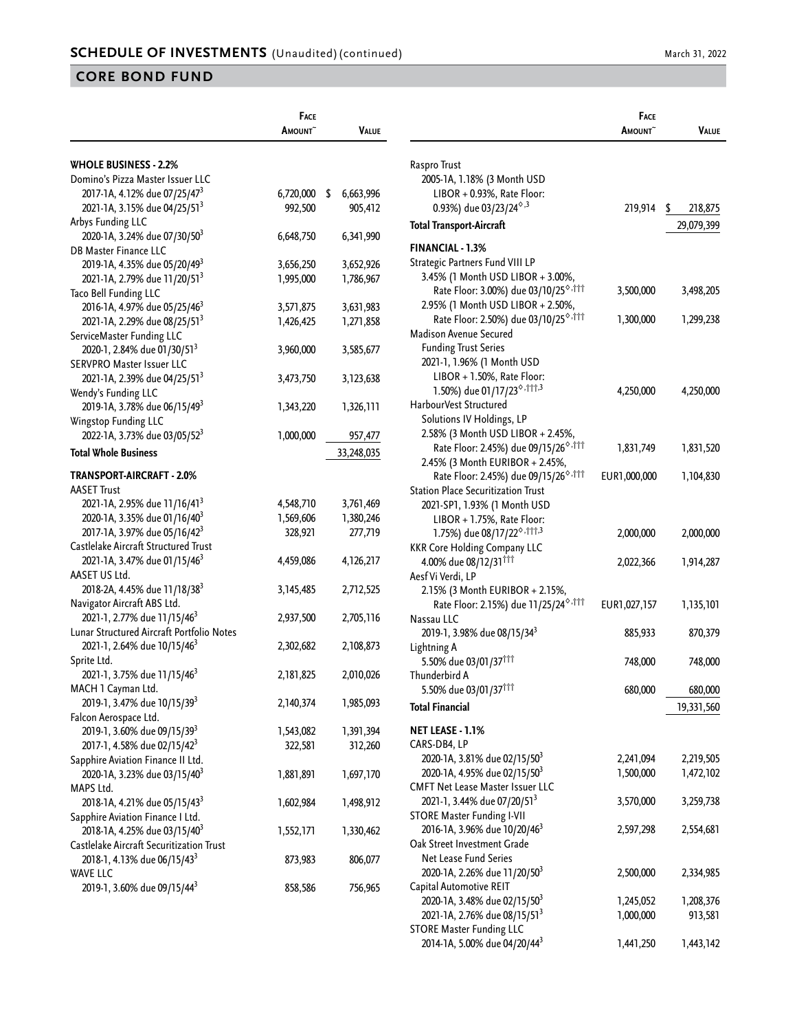## SCHEDULE OF INVESTMENTS (Unaudited) (continued)

## CORE BOND FUND

| | Face Amount~ | Value |
|---|---|---|
| **WHOLE BUSINESS - 2.2%** | | |
| Domino's Pizza Master Issuer LLC | | |
| 2017-1A, 4.12% due 07/25/47[3] | 6,720,000 | $ 6,663,996 |
| 2021-1A, 3.15% due 04/25/51[3] | 992,500 | 905,412 |
| Arbys Funding LLC | | |
| 2020-1A, 3.24% due 07/30/50[3] | 6,648,750 | 6,341,990 |
| DB Master Finance LLC | | |
| 2019-1A, 4.35% due 05/20/49[3] | 3,656,250 | 3,652,926 |
| 2021-1A, 2.79% due 11/20/51[3] | 1,995,000 | 1,786,967 |
| Taco Bell Funding LLC | | |
| 2016-1A, 4.97% due 05/25/46[3] | 3,571,875 | 3,631,983 |
| 2021-1A, 2.29% due 08/25/51[3] | 1,426,425 | 1,271,858 |
| ServiceMaster Funding LLC | | |
| 2020-1, 2.84% due 01/30/51[3] | 3,960,000 | 3,585,677 |
| SERVPRO Master Issuer LLC | | |
| 2021-1A, 2.39% due 04/25/51[3] | 3,473,750 | 3,123,638 |
| Wendy's Funding LLC | | |
| 2019-1A, 3.78% due 06/15/49[3] | 1,343,220 | 1,326,111 |
| Wingstop Funding LLC | | |
| 2022-1A, 3.73% due 03/05/52[3] | 1,000,000 | 957,477 |
| **Total Whole Business** | | 33,248,035 |
| **TRANSPORT-AIRCRAFT - 2.0%** | | |
| AASET Trust | | |
| 2021-1A, 2.95% due 11/16/41[3] | 4,548,710 | 3,761,469 |
| 2020-1A, 3.35% due 01/16/40[3] | 1,569,606 | 1,380,246 |
| 2017-1A, 3.97% due 05/16/42[3] | 328,921 | 277,719 |
| Castlelake Aircraft Structured Trust | | |
| 2021-1A, 3.47% due 01/15/46[3] | 4,459,086 | 4,126,217 |
| AASET US Ltd. | | |
| 2018-2A, 4.45% due 11/18/38[3] | 3,145,485 | 2,712,525 |
| Navigator Aircraft ABS Ltd. | | |
| 2021-1, 2.77% due 11/15/46[3] | 2,937,500 | 2,705,116 |
| Lunar Structured Aircraft Portfolio Notes | | |
| 2021-1, 2.64% due 10/15/46[3] | 2,302,682 | 2,108,873 |
| Sprite Ltd. | | |
| 2021-1, 3.75% due 11/15/46[3] | 2,181,825 | 2,010,026 |
| MACH 1 Cayman Ltd. | | |
| 2019-1, 3.47% due 10/15/39[3] | 2,140,374 | 1,985,093 |
| Falcon Aerospace Ltd. | | |
| 2019-1, 3.60% due 09/15/39[3] | 1,543,082 | 1,391,394 |
| 2017-1, 4.58% due 02/15/42[3] | 322,581 | 312,260 |
| Sapphire Aviation Finance II Ltd. | | |
| 2020-1A, 3.23% due 03/15/40[3] | 1,881,891 | 1,697,170 |
| MAPS Ltd. | | |
| 2018-1A, 4.21% due 05/15/43[3] | 1,602,984 | 1,498,912 |
| Sapphire Aviation Finance I Ltd. | | |
| 2018-1A, 4.25% due 03/15/40[3] | 1,552,171 | 1,330,462 |
| Castlelake Aircraft Securitization Trust | | |
| 2018-1, 4.13% due 06/15/43[3] | 873,983 | 806,077 |
| WAVE LLC | | |
| 2019-1, 3.60% due 09/15/44[3] | 858,586 | 756,965 |
| Raspro Trust | | |
| 2005-1A, 1.18% (3 Month USD LIBOR + 0.93%, Rate Floor: 0.93%) due 03/23/24◊,3 | 219,914 | $ 218,875 |
| **Total Transport-Aircraft** | | 29,079,399 |
| **FINANCIAL - 1.3%** | | |
| Strategic Partners Fund VIII LP | | |
| 3.45% (1 Month USD LIBOR + 3.00%, Rate Floor: 3.00%) due 03/10/25◊,††† | 3,500,000 | 3,498,205 |
| 2.95% (1 Month USD LIBOR + 2.50%, Rate Floor: 2.50%) due 03/10/25◊,††† | 1,300,000 | 1,299,238 |
| Madison Avenue Secured Funding Trust Series | | |
| 2021-1, 1.96% (1 Month USD LIBOR + 1.50%, Rate Floor: 1.50%) due 01/17/23◊,†††,3 | 4,250,000 | 4,250,000 |
| HarbourVest Structured Solutions IV Holdings, LP | | |
| 2.58% (3 Month USD LIBOR + 2.45%, Rate Floor: 2.45%) due 09/15/26◊,††† | 1,831,749 | 1,831,520 |
| 2.45% (3 Month EURIBOR + 2.45%, Rate Floor: 2.45%) due 09/15/26◊,††† | EUR1,000,000 | 1,104,830 |
| Station Place Securitization Trust | | |
| 2021-SP1, 1.93% (1 Month USD LIBOR + 1.75%, Rate Floor: 1.75%) due 08/17/22◊,†††,3 | 2,000,000 | 2,000,000 |
| KKR Core Holding Company LLC | | |
| 4.00% due 08/12/31††† | 2,022,366 | 1,914,287 |
| Aesf Vi Verdi, LP | | |
| 2.15% (3 Month EURIBOR + 2.15%, Rate Floor: 2.15%) due 11/25/24◊,††† | EUR1,027,157 | 1,135,101 |
| Nassau LLC | | |
| 2019-1, 3.98% due 08/15/34[3] | 885,933 | 870,379 |
| Lightning A | | |
| 5.50% due 03/01/37††† | 748,000 | 748,000 |
| Thunderbird A | | |
| 5.50% due 03/01/37††† | 680,000 | 680,000 |
| **Total Financial** | | 19,331,560 |
| **NET LEASE - 1.1%** | | |
| CARS-DB4, LP | | |
| 2020-1A, 3.81% due 02/15/50[3] | 2,241,094 | 2,219,505 |
| 2020-1A, 4.95% due 02/15/50[3] | 1,500,000 | 1,472,102 |
| CMFT Net Lease Master Issuer LLC | | |
| 2021-1, 3.44% due 07/20/51[3] | 3,570,000 | 3,259,738 |
| STORE Master Funding I-VII | | |
| 2016-1A, 3.96% due 10/20/46[3] | 2,597,298 | 2,554,681 |
| Oak Street Investment Grade Net Lease Fund Series | | |
| 2020-1A, 2.26% due 11/20/50[3] | 2,500,000 | 2,334,985 |
| Capital Automotive REIT | | |
| 2020-1A, 3.48% due 02/15/50[3] | 1,245,052 | 1,208,376 |
| 2021-1A, 2.76% due 08/15/51[3] | 1,000,000 | 913,581 |
| STORE Master Funding LLC | | |
| 2014-1A, 5.00% due 04/20/44[3] | 1,441,250 | 1,443,142 |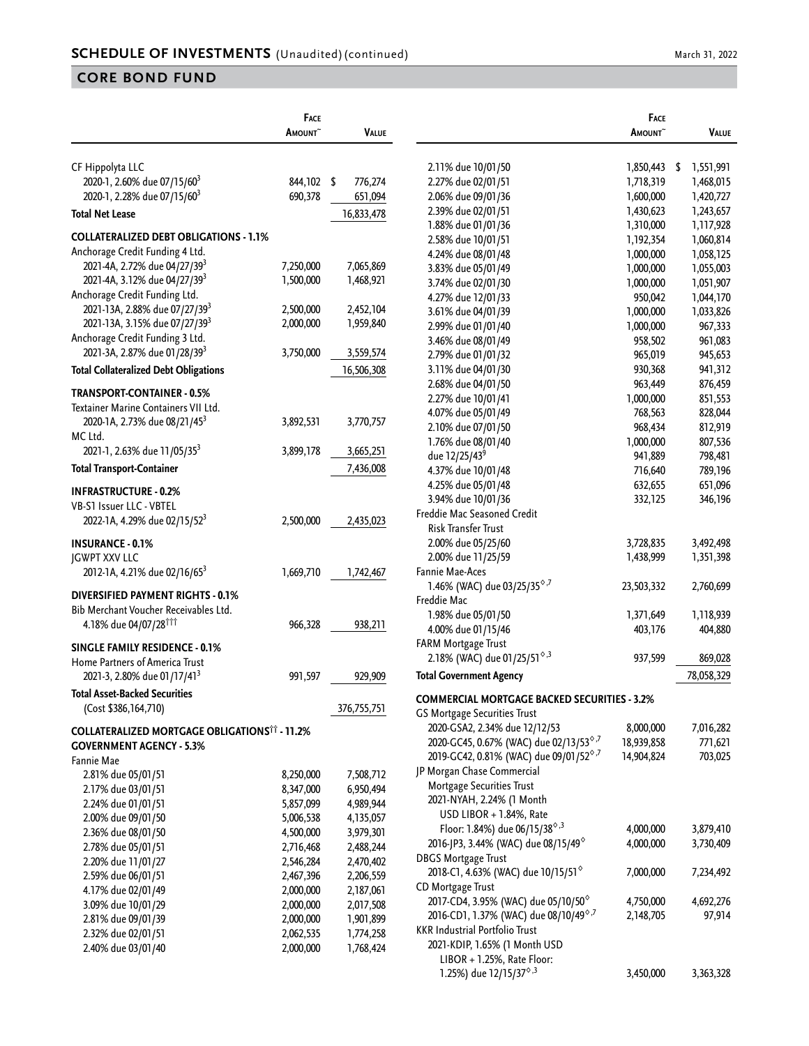## SCHEDULE OF INVESTMENTS (Unaudited) (continued)

March 31, 2022

## CORE BOND FUND

| | Face Amount~ | Value |
|---|---|---|
| CF Hippolyta LLC | | |
| 2020-1, 2.60% due 07/15/60[3] | 844,102 | $ 776,274 |
| 2020-1, 2.28% due 07/15/60[3] | 690,378 | 651,094 |
| **Total Net Lease** | | 16,833,478 |
| **COLLATERALIZED DEBT OBLIGATIONS - 1.1%** | | |
| Anchorage Credit Funding 4 Ltd. | | |
| 2021-4A, 2.72% due 04/27/39[3] | 7,250,000 | 7,065,869 |
| 2021-4A, 3.12% due 04/27/39[3] | 1,500,000 | 1,468,921 |
| Anchorage Credit Funding Ltd. | | |
| 2021-13A, 2.88% due 07/27/39[3] | 2,500,000 | 2,452,104 |
| 2021-13A, 3.15% due 07/27/39[3] | 2,000,000 | 1,959,840 |
| Anchorage Credit Funding 3 Ltd. | | |
| 2021-3A, 2.87% due 01/28/39[3] | 3,750,000 | 3,559,574 |
| **Total Collateralized Debt Obligations** | | 16,506,308 |
| **TRANSPORT-CONTAINER - 0.5%** | | |
| Textainer Marine Containers VII Ltd. | | |
| 2020-1A, 2.73% due 08/21/45[3] | 3,892,531 | 3,770,757 |
| MC Ltd. | | |
| 2021-1, 2.63% due 11/05/35[3] | 3,899,178 | 3,665,251 |
| **Total Transport-Container** | | 7,436,008 |
| **INFRASTRUCTURE - 0.2%** | | |
| VB-S1 Issuer LLC - VBTEL | | |
| 2022-1A, 4.29% due 02/15/52[3] | 2,500,000 | 2,435,023 |
| **INSURANCE - 0.1%** | | |
| JGWPT XXV LLC | | |
| 2012-1A, 4.21% due 02/16/65[3] | 1,669,710 | 1,742,467 |
| **DIVERSIFIED PAYMENT RIGHTS - 0.1%** | | |
| Bib Merchant Voucher Receivables Ltd. | | |
| 4.18% due 04/07/28[†††] | 966,328 | 938,211 |
| **SINGLE FAMILY RESIDENCE - 0.1%** | | |
| Home Partners of America Trust | | |
| 2021-3, 2.80% due 01/17/41[3] | 991,597 | 929,909 |
| **Total Asset-Backed Securities** (Cost $386,164,710) | | 376,755,751 |
| **COLLATERALIZED MORTGAGE OBLIGATIONS[††] - 11.2%** | | |
| **GOVERNMENT AGENCY - 5.3%** | | |
| Fannie Mae | | |
| 2.81% due 05/01/51 | 8,250,000 | 7,508,712 |
| 2.17% due 03/01/51 | 8,347,000 | 6,950,494 |
| 2.24% due 01/01/51 | 5,857,099 | 4,989,944 |
| 2.00% due 09/01/50 | 5,006,538 | 4,135,057 |
| 2.36% due 08/01/50 | 4,500,000 | 3,979,301 |
| 2.78% due 05/01/51 | 2,716,468 | 2,488,244 |
| 2.20% due 11/01/27 | 2,546,284 | 2,470,402 |
| 2.59% due 06/01/51 | 2,467,396 | 2,206,559 |
| 4.17% due 02/01/49 | 2,000,000 | 2,187,061 |
| 3.09% due 10/01/29 | 2,000,000 | 2,017,508 |
| 2.81% due 09/01/39 | 2,000,000 | 1,901,899 |
| 2.32% due 02/01/51 | 2,062,535 | 1,774,258 |
| 2.40% due 03/01/40 | 2,000,000 | 1,768,424 |
| 2.11% due 10/01/50 | 1,850,443 | $ 1,551,991 |
| 2.27% due 02/01/51 | 1,718,319 | 1,468,015 |
| 2.06% due 09/01/36 | 1,600,000 | 1,420,727 |
| 2.39% due 02/01/51 | 1,430,623 | 1,243,657 |
| 1.88% due 01/01/36 | 1,310,000 | 1,117,928 |
| 2.58% due 10/01/51 | 1,192,354 | 1,060,814 |
| 4.24% due 08/01/48 | 1,000,000 | 1,058,125 |
| 3.83% due 05/01/49 | 1,000,000 | 1,055,003 |
| 3.74% due 02/01/30 | 1,000,000 | 1,051,907 |
| 4.27% due 12/01/33 | 950,042 | 1,044,170 |
| 3.61% due 04/01/39 | 1,000,000 | 1,033,826 |
| 2.99% due 01/01/40 | 1,000,000 | 967,333 |
| 3.46% due 08/01/49 | 958,502 | 961,083 |
| 2.79% due 01/01/32 | 965,019 | 945,653 |
| 3.11% due 04/01/30 | 930,368 | 941,312 |
| 2.68% due 04/01/50 | 963,449 | 876,459 |
| 2.27% due 10/01/41 | 1,000,000 | 851,553 |
| 4.07% due 05/01/49 | 768,563 | 828,044 |
| 2.10% due 07/01/50 | 968,434 | 812,919 |
| 1.76% due 08/01/40 | 1,000,000 | 807,536 |
| due 12/25/43[9] | 941,889 | 798,481 |
| 4.37% due 10/01/48 | 716,640 | 789,196 |
| 4.25% due 05/01/48 | 632,655 | 651,096 |
| 3.94% due 10/01/36 | 332,125 | 346,196 |
| Freddie Mac Seasoned Credit Risk Transfer Trust | | |
| 2.00% due 05/25/60 | 3,728,835 | 3,492,498 |
| 2.00% due 11/25/59 | 1,438,999 | 1,351,398 |
| Fannie Mae-Aces | | |
| 1.46% (WAC) due 03/25/35[◊,7] | 23,503,332 | 2,760,699 |
| Freddie Mac | | |
| 1.98% due 05/01/50 | 1,371,649 | 1,118,939 |
| 4.00% due 01/15/46 | 403,176 | 404,880 |
| FARM Mortgage Trust | | |
| 2.18% (WAC) due 01/25/51[◊,3] | 937,599 | 869,028 |
| **Total Government Agency** | | 78,058,329 |
| **COMMERCIAL MORTGAGE BACKED SECURITIES - 3.2%** | | |
| GS Mortgage Securities Trust | | |
| 2020-GSA2, 2.34% due 12/12/53 | 8,000,000 | 7,016,282 |
| 2020-GC45, 0.67% (WAC) due 02/13/53[◊,7] | 18,939,858 | 771,621 |
| 2019-GC42, 0.81% (WAC) due 09/01/52[◊,7] | 14,904,824 | 703,025 |
| JP Morgan Chase Commercial Mortgage Securities Trust | | |
| 2021-NYAH, 2.24% (1 Month USD LIBOR + 1.84%, Rate Floor: 1.84%) due 06/15/38[◊,3] | 4,000,000 | 3,879,410 |
| 2016-JP3, 3.44% (WAC) due 08/15/49[◊] | 4,000,000 | 3,730,409 |
| DBGS Mortgage Trust | | |
| 2018-C1, 4.63% (WAC) due 10/15/51[◊] | 7,000,000 | 7,234,492 |
| CD Mortgage Trust | | |
| 2017-CD4, 3.95% (WAC) due 05/10/50[◊] | 4,750,000 | 4,692,276 |
| 2016-CD1, 1.37% (WAC) due 08/10/49[◊,7] | 2,148,705 | 97,914 |
| KKR Industrial Portfolio Trust | | |
| 2021-KDIP, 1.65% (1 Month USD LIBOR + 1.25%, Rate Floor: 1.25%) due 12/15/37[◊,3] | 3,450,000 | 3,363,328 |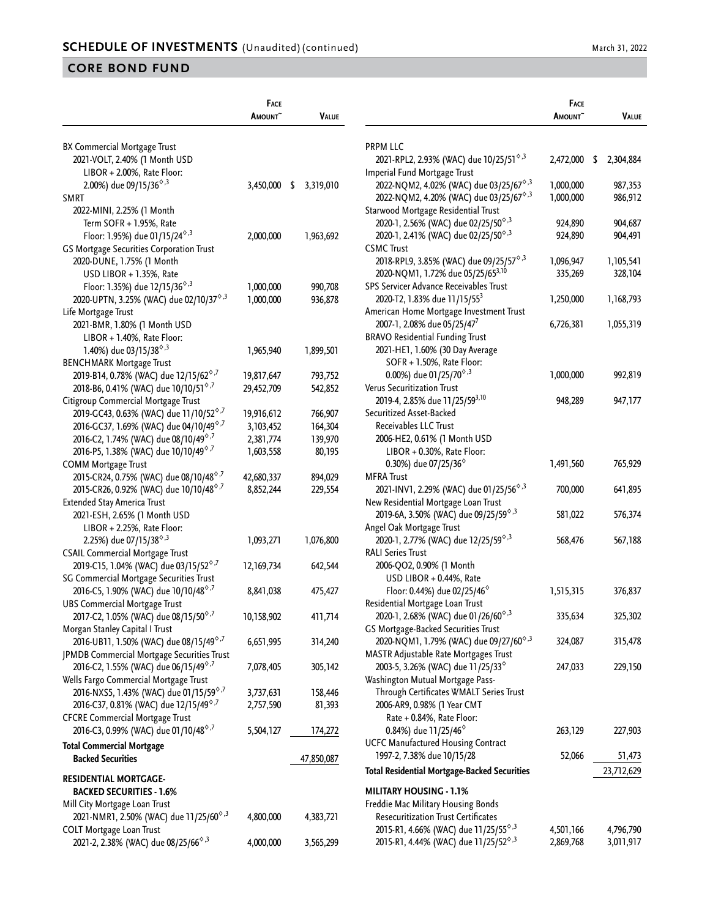## SCHEDULE OF INVESTMENTS (Unaudited) (continued)

March 31, 2022

## CORE BOND FUND

| | Face Amount~ | Value |
|---|---|---|
| BX Commercial Mortgage Trust | | |
| 2021-VOLT, 2.40% (1 Month USD LIBOR + 2.00%, Rate Floor: 2.00%) due 09/15/36◊,3 | 3,450,000 | $ 3,319,010 |
| SMRT | | |
| 2022-MINI, 2.25% (1 Month Term SOFR + 1.95%, Rate Floor: 1.95%) due 01/15/24◊,3 | 2,000,000 | 1,963,692 |
| GS Mortgage Securities Corporation Trust | | |
| 2020-DUNE, 1.75% (1 Month USD LIBOR + 1.35%, Rate Floor: 1.35%) due 12/15/36◊,3 | 1,000,000 | 990,708 |
| 2020-UPTN, 3.25% (WAC) due 02/10/37◊,3 | 1,000,000 | 936,878 |
| Life Mortgage Trust | | |
| 2021-BMR, 1.80% (1 Month USD LIBOR + 1.40%, Rate Floor: 1.40%) due 03/15/38◊,3 | 1,965,940 | 1,899,501 |
| BENCHMARK Mortgage Trust | | |
| 2019-B14, 0.78% (WAC) due 12/15/62◊,7 | 19,817,647 | 793,752 |
| 2018-B6, 0.41% (WAC) due 10/10/51◊,7 | 29,452,709 | 542,852 |
| Citigroup Commercial Mortgage Trust | | |
| 2019-GC43, 0.63% (WAC) due 11/10/52◊,7 | 19,916,612 | 766,907 |
| 2016-GC37, 1.69% (WAC) due 04/10/49◊,7 | 3,103,452 | 164,304 |
| 2016-C2, 1.74% (WAC) due 08/10/49◊,7 | 2,381,774 | 139,970 |
| 2016-P5, 1.38% (WAC) due 10/10/49◊,7 | 1,603,558 | 80,195 |
| COMM Mortgage Trust | | |
| 2015-CR24, 0.75% (WAC) due 08/10/48◊,7 | 42,680,337 | 894,029 |
| 2015-CR26, 0.92% (WAC) due 10/10/48◊,7 | 8,852,244 | 229,554 |
| Extended Stay America Trust | | |
| 2021-ESH, 2.65% (1 Month USD LIBOR + 2.25%, Rate Floor: 2.25%) due 07/15/38◊,3 | 1,093,271 | 1,076,800 |
| CSAIL Commercial Mortgage Trust | | |
| 2019-C15, 1.04% (WAC) due 03/15/52◊,7 | 12,169,734 | 642,544 |
| SG Commercial Mortgage Securities Trust | | |
| 2016-C5, 1.90% (WAC) due 10/10/48◊,7 | 8,841,038 | 475,427 |
| UBS Commercial Mortgage Trust | | |
| 2017-C2, 1.05% (WAC) due 08/15/50◊,7 | 10,158,902 | 411,714 |
| Morgan Stanley Capital I Trust | | |
| 2016-UB11, 1.50% (WAC) due 08/15/49◊,7 | 6,651,995 | 314,240 |
| JPMDB Commercial Mortgage Securities Trust | | |
| 2016-C2, 1.55% (WAC) due 06/15/49◊,7 | 7,078,405 | 305,142 |
| Wells Fargo Commercial Mortgage Trust | | |
| 2016-NXS5, 1.43% (WAC) due 01/15/59◊,7 | 3,737,631 | 158,446 |
| 2016-C37, 0.81% (WAC) due 12/15/49◊,7 | 2,757,590 | 81,393 |
| CFCRE Commercial Mortgage Trust | | |
| 2016-C3, 0.99% (WAC) due 01/10/48◊,7 | 5,504,127 | 174,272 |
| **Total Commercial Mortgage Backed Securities** | | 47,850,087 |
| **RESIDENTIAL MORTGAGE-BACKED SECURITIES - 1.6%** | | |
| Mill City Mortgage Loan Trust | | |
| 2021-NMR1, 2.50% (WAC) due 11/25/60◊,3 | 4,800,000 | 4,383,721 |
| COLT Mortgage Loan Trust | | |
| 2021-2, 2.38% (WAC) due 08/25/66◊,3 | 4,000,000 | 3,565,299 |
| PRPM LLC | | |
| 2021-RPL2, 2.93% (WAC) due 10/25/51◊,3 | 2,472,000 | $ 2,304,884 |
| Imperial Fund Mortgage Trust | | |
| 2022-NQM2, 4.02% (WAC) due 03/25/67◊,3 | 1,000,000 | 987,353 |
| 2022-NQM2, 4.20% (WAC) due 03/25/67◊,3 | 1,000,000 | 986,912 |
| Starwood Mortgage Residential Trust | | |
| 2020-1, 2.56% (WAC) due 02/25/50◊,3 | 924,890 | 904,687 |
| 2020-1, 2.41% (WAC) due 02/25/50◊,3 | 924,890 | 904,491 |
| CSMC Trust | | |
| 2018-RPL9, 3.85% (WAC) due 09/25/57◊,3 | 1,096,947 | 1,105,541 |
| 2020-NQM1, 1.72% due 05/25/65[3,10] | 335,269 | 328,104 |
| SPS Servicer Advance Receivables Trust | | |
| 2020-T2, 1.83% due 11/15/55[3] | 1,250,000 | 1,168,793 |
| American Home Mortgage Investment Trust | | |
| 2007-1, 2.08% due 05/25/47[7] | 6,726,381 | 1,055,319 |
| BRAVO Residential Funding Trust | | |
| 2021-HE1, 1.60% (30 Day Average SOFR + 1.50%, Rate Floor: 0.00%) due 01/25/70◊,3 | 1,000,000 | 992,819 |
| Verus Securitization Trust | | |
| 2019-4, 2.85% due 11/25/59[3,10] | 948,289 | 947,177 |
| Securitized Asset-Backed Receivables LLC Trust | | |
| 2006-HE2, 0.61% (1 Month USD LIBOR + 0.30%, Rate Floor: 0.30%) due 07/25/36◊ | 1,491,560 | 765,929 |
| MFRA Trust | | |
| 2021-INV1, 2.29% (WAC) due 01/25/56◊,3 | 700,000 | 641,895 |
| New Residential Mortgage Loan Trust | | |
| 2019-6A, 3.50% (WAC) due 09/25/59◊,3 | 581,022 | 576,374 |
| Angel Oak Mortgage Trust | | |
| 2020-1, 2.77% (WAC) due 12/25/59◊,3 | 568,476 | 567,188 |
| RALI Series Trust | | |
| 2006-QO2, 0.90% (1 Month USD LIBOR + 0.44%, Rate Floor: 0.44%) due 02/25/46◊ | 1,515,315 | 376,837 |
| Residential Mortgage Loan Trust | | |
| 2020-1, 2.68% (WAC) due 01/26/60◊,3 | 335,634 | 325,302 |
| GS Mortgage-Backed Securities Trust | | |
| 2020-NQM1, 1.79% (WAC) due 09/27/60◊,3 | 324,087 | 315,478 |
| MASTR Adjustable Rate Mortgages Trust | | |
| 2003-5, 3.26% (WAC) due 11/25/33◊ | 247,033 | 229,150 |
| Washington Mutual Mortgage Pass-Through Certificates WMALT Series Trust | | |
| 2006-AR9, 0.98% (1 Year CMT Rate + 0.84%, Rate Floor: 0.84%) due 11/25/46◊ | 263,129 | 227,903 |
| UCFC Manufactured Housing Contract | | |
| 1997-2, 7.38% due 10/15/28 | 52,066 | 51,473 |
| **Total Residential Mortgage-Backed Securities** | | 23,712,629 |
| **MILITARY HOUSING - 1.1%** | | |
| Freddie Mac Military Housing Bonds Resecuritization Trust Certificates | | |
| 2015-R1, 4.66% (WAC) due 11/25/55◊,3 | 4,501,166 | 4,796,790 |
| 2015-R1, 4.44% (WAC) due 11/25/52◊,3 | 2,869,768 | 3,011,917 |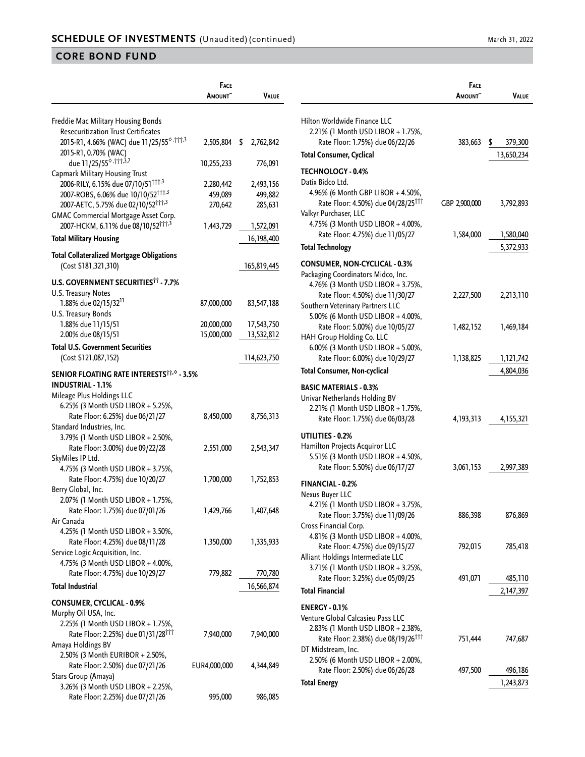## SCHEDULE OF INVESTMENTS (Unaudited) (continued)

March 31, 2022

## CORE BOND FUND

| | Face Amount~ | Value |
|---|---|---|
| Freddie Mac Military Housing Bonds Resecuritization Trust Certificates | | |
| 2015-R1, 4.66% (WAC) due 11/25/55◊,†††,3 | 2,505,804 | $ 2,762,842 |
| 2015-R1, 0.70% (WAC) due 11/25/55◊,†††,3,7 | 10,255,233 | 776,091 |
| Capmark Military Housing Trust | | |
| 2006-RILY, 6.15% due 07/10/51†††,3 | 2,280,442 | 2,493,156 |
| 2007-ROBS, 6.06% due 10/10/52†††,3 | 459,089 | 499,882 |
| 2007-AETC, 5.75% due 02/10/52†††,3 | 270,642 | 285,631 |
| GMAC Commercial Mortgage Asset Corp. | | |
| 2007-HCKM, 6.11% due 08/10/52†††,3 | 1,443,729 | 1,572,091 |
| **Total Military Housing** | | 16,198,400 |
| **Total Collateralized Mortgage Obligations** (Cost $181,321,310) | | 165,819,445 |
| **U.S. GOVERNMENT SECURITIES†† - 7.7%** | | |
| U.S. Treasury Notes | | |
| 1.88% due 02/15/32[11] | 87,000,000 | 83,547,188 |
| U.S. Treasury Bonds | | |
| 1.88% due 11/15/51 | 20,000,000 | 17,543,750 |
| 2.00% due 08/15/51 | 15,000,000 | 13,532,812 |
| **Total U.S. Government Securities** (Cost $121,087,152) | | 114,623,750 |
| **SENIOR FLOATING RATE INTERESTS††,◊ - 3.5%** | | |
| **INDUSTRIAL - 1.1%** | | |
| Mileage Plus Holdings LLC | | |
| 6.25% (3 Month USD LIBOR + 5.25%, Rate Floor: 6.25%) due 06/21/27 | 8,450,000 | 8,756,313 |
| Standard Industries, Inc. | | |
| 3.79% (1 Month USD LIBOR + 2.50%, Rate Floor: 3.00%) due 09/22/28 | 2,551,000 | 2,543,347 |
| SkyMiles IP Ltd. | | |
| 4.75% (3 Month USD LIBOR + 3.75%, Rate Floor: 4.75%) due 10/20/27 | 1,700,000 | 1,752,853 |
| Berry Global, Inc. | | |
| 2.07% (1 Month USD LIBOR + 1.75%, Rate Floor: 1.75%) due 07/01/26 | 1,429,766 | 1,407,648 |
| Air Canada | | |
| 4.25% (1 Month USD LIBOR + 3.50%, Rate Floor: 4.25%) due 08/11/28 | 1,350,000 | 1,335,933 |
| Service Logic Acquisition, Inc. | | |
| 4.75% (3 Month USD LIBOR + 4.00%, Rate Floor: 4.75%) due 10/29/27 | 779,882 | 770,780 |
| **Total Industrial** | | 16,566,874 |
| **CONSUMER, CYCLICAL - 0.9%** | | |
| Murphy Oil USA, Inc. | | |
| 2.25% (1 Month USD LIBOR + 1.75%, Rate Floor: 2.25%) due 01/31/28††† | 7,940,000 | 7,940,000 |
| Amaya Holdings BV | | |
| 2.50% (3 Month EURIBOR + 2.50%, Rate Floor: 2.50%) due 07/21/26 | EUR4,000,000 | 4,344,849 |
| Stars Group (Amaya) | | |
| 3.26% (3 Month USD LIBOR + 2.25%, Rate Floor: 2.25%) due 07/21/26 | 995,000 | 986,085 |
| Hilton Worldwide Finance LLC | | |
| 2.21% (1 Month USD LIBOR + 1.75%, Rate Floor: 1.75%) due 06/22/26 | 383,663 | $ 379,300 |
| **Total Consumer, Cyclical** | | 13,650,234 |
| **TECHNOLOGY - 0.4%** | | |
| Datix Bidco Ltd. | | |
| 4.96% (6 Month GBP LIBOR + 4.50%, Rate Floor: 4.50%) due 04/28/25††† | GBP 2,900,000 | 3,792,893 |
| Valkyr Purchaser, LLC | | |
| 4.75% (3 Month USD LIBOR + 4.00%, Rate Floor: 4.75%) due 11/05/27 | 1,584,000 | 1,580,040 |
| **Total Technology** | | 5,372,933 |
| **CONSUMER, NON-CYCLICAL - 0.3%** | | |
| Packaging Coordinators Midco, Inc. | | |
| 4.76% (3 Month USD LIBOR + 3.75%, Rate Floor: 4.50%) due 11/30/27 | 2,227,500 | 2,213,110 |
| Southern Veterinary Partners LLC | | |
| 5.00% (6 Month USD LIBOR + 4.00%, Rate Floor: 5.00%) due 10/05/27 | 1,482,152 | 1,469,184 |
| HAH Group Holding Co. LLC | | |
| 6.00% (3 Month USD LIBOR + 5.00%, Rate Floor: 6.00%) due 10/29/27 | 1,138,825 | 1,121,742 |
| **Total Consumer, Non-cyclical** | | 4,804,036 |
| **BASIC MATERIALS - 0.3%** | | |
| Univar Netherlands Holding BV | | |
| 2.21% (1 Month USD LIBOR + 1.75%, Rate Floor: 1.75%) due 06/03/28 | 4,193,313 | 4,155,321 |
| **UTILITIES - 0.2%** | | |
| Hamilton Projects Acquiror LLC | | |
| 5.51% (3 Month USD LIBOR + 4.50%, Rate Floor: 5.50%) due 06/17/27 | 3,061,153 | 2,997,389 |
| **FINANCIAL - 0.2%** | | |
| Nexus Buyer LLC | | |
| 4.21% (1 Month USD LIBOR + 3.75%, Rate Floor: 3.75%) due 11/09/26 | 886,398 | 876,869 |
| Cross Financial Corp. | | |
| 4.81% (3 Month USD LIBOR + 4.00%, Rate Floor: 4.75%) due 09/15/27 | 792,015 | 785,418 |
| Alliant Holdings Intermediate LLC | | |
| 3.71% (1 Month USD LIBOR + 3.25%, Rate Floor: 3.25%) due 05/09/25 | 491,071 | 485,110 |
| **Total Financial** | | 2,147,397 |
| **ENERGY - 0.1%** | | |
| Venture Global Calcasieu Pass LLC | | |
| 2.83% (1 Month USD LIBOR + 2.38%, Rate Floor: 2.38%) due 08/19/26††† | 751,444 | 747,687 |
| DT Midstream, Inc. | | |
| 2.50% (6 Month USD LIBOR + 2.00%, Rate Floor: 2.50%) due 06/26/28 | 497,500 | 496,186 |
| **Total Energy** | | 1,243,873 |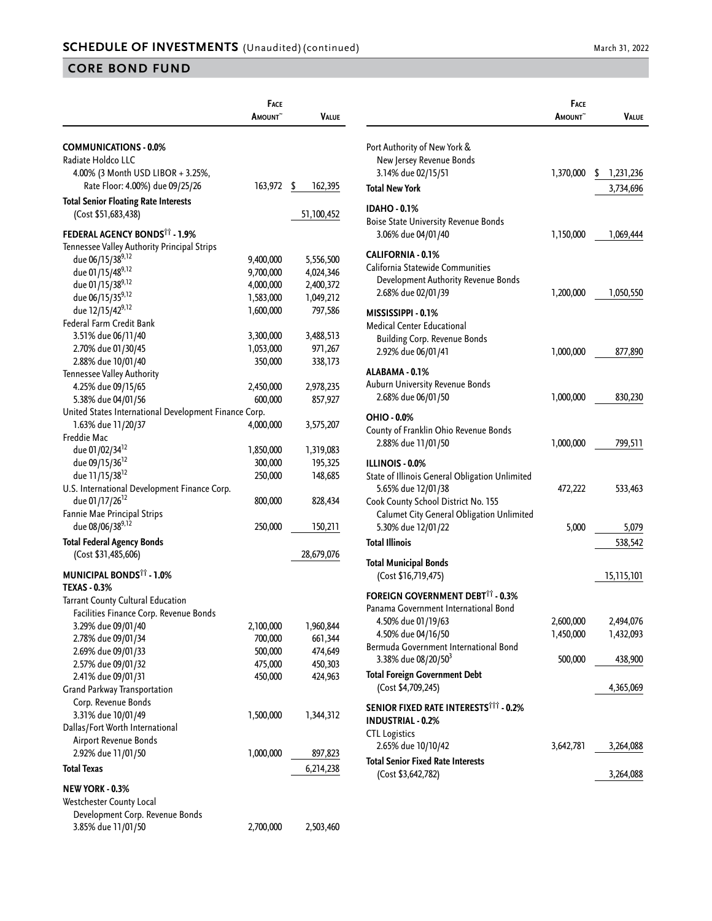## CORE BOND FUND

| | Face Amount~ | Value |
|---|---|---|
| **COMMUNICATIONS - 0.0%** | | |
| Radiate Holdco LLC | | |
| 4.00% (3 Month USD LIBOR + 3.25%, Rate Floor: 4.00%) due 09/25/26 | 163,972 | $ 162,395 |
| **Total Senior Floating Rate Interests** (Cost $51,683,438) | | 51,100,452 |
| **FEDERAL AGENCY BONDS†† - 1.9%** | | |
| Tennessee Valley Authority Principal Strips | | |
| due 06/15/38[9,12] | 9,400,000 | 5,556,500 |
| due 01/15/48[9,12] | 9,700,000 | 4,024,346 |
| due 01/15/38[9,12] | 4,000,000 | 2,400,372 |
| due 06/15/35[9,12] | 1,583,000 | 1,049,212 |
| due 12/15/42[9,12] | 1,600,000 | 797,586 |
| Federal Farm Credit Bank | | |
| 3.51% due 06/11/40 | 3,300,000 | 3,488,513 |
| 2.70% due 01/30/45 | 1,053,000 | 971,267 |
| 2.88% due 10/01/40 | 350,000 | 338,173 |
| Tennessee Valley Authority | | |
| 4.25% due 09/15/65 | 2,450,000 | 2,978,235 |
| 5.38% due 04/01/56 | 600,000 | 857,927 |
| United States International Development Finance Corp. | | |
| 1.63% due 11/20/37 | 4,000,000 | 3,575,207 |
| Freddie Mac | | |
| due 01/02/34[12] | 1,850,000 | 1,319,083 |
| due 09/15/36[12] | 300,000 | 195,325 |
| due 11/15/38[12] | 250,000 | 148,685 |
| U.S. International Development Finance Corp. | | |
| due 01/17/26[12] | 800,000 | 828,434 |
| Fannie Mae Principal Strips | | |
| due 08/06/38[9,12] | 250,000 | 150,211 |
| **Total Federal Agency Bonds** (Cost $31,485,606) | | 28,679,076 |
| **MUNICIPAL BONDS†† - 1.0%** | | |
| **TEXAS - 0.3%** | | |
| Tarrant County Cultural Education Facilities Finance Corp. Revenue Bonds | | |
| 3.29% due 09/01/40 | 2,100,000 | 1,960,844 |
| 2.78% due 09/01/34 | 700,000 | 661,344 |
| 2.69% due 09/01/33 | 500,000 | 474,649 |
| 2.57% due 09/01/32 | 475,000 | 450,303 |
| 2.41% due 09/01/31 | 450,000 | 424,963 |
| Grand Parkway Transportation Corp. Revenue Bonds | | |
| 3.31% due 10/01/49 | 1,500,000 | 1,344,312 |
| Dallas/Fort Worth International Airport Revenue Bonds | | |
| 2.92% due 11/01/50 | 1,000,000 | 897,823 |
| **Total Texas** | | 6,214,238 |
| **NEW YORK - 0.3%** | | |
| Westchester County Local Development Corp. Revenue Bonds | | |
| 3.85% due 11/01/50 | 2,700,000 | 2,503,460 |
| Port Authority of New York & New Jersey Revenue Bonds | | |
| 3.14% due 02/15/51 | 1,370,000 | $ 1,231,236 |
| **Total New York** | | 3,734,696 |
| **IDAHO - 0.1%** | | |
| Boise State University Revenue Bonds | | |
| 3.06% due 04/01/40 | 1,150,000 | 1,069,444 |
| **CALIFORNIA - 0.1%** | | |
| California Statewide Communities Development Authority Revenue Bonds | | |
| 2.68% due 02/01/39 | 1,200,000 | 1,050,550 |
| **MISSISSIPPI - 0.1%** | | |
| Medical Center Educational Building Corp. Revenue Bonds | | |
| 2.92% due 06/01/41 | 1,000,000 | 877,890 |
| **ALABAMA - 0.1%** | | |
| Auburn University Revenue Bonds | | |
| 2.68% due 06/01/50 | 1,000,000 | 830,230 |
| **OHIO - 0.0%** | | |
| County of Franklin Ohio Revenue Bonds | | |
| 2.88% due 11/01/50 | 1,000,000 | 799,511 |
| **ILLINOIS - 0.0%** | | |
| State of Illinois General Obligation Unlimited | | |
| 5.65% due 12/01/38 | 472,222 | 533,463 |
| Cook County School District No. 155 Calumet City General Obligation Unlimited | | |
| 5.30% due 12/01/22 | 5,000 | 5,079 |
| **Total Illinois** | | 538,542 |
| **Total Municipal Bonds** (Cost $16,719,475) | | 15,115,101 |
| **FOREIGN GOVERNMENT DEBT†† - 0.3%** | | |
| Panama Government International Bond | | |
| 4.50% due 01/19/63 | 2,600,000 | 2,494,076 |
| 4.50% due 04/16/50 | 1,450,000 | 1,432,093 |
| Bermuda Government International Bond | | |
| 3.38% due 08/20/50[3] | 500,000 | 438,900 |
| **Total Foreign Government Debt** (Cost $4,709,245) | | 4,365,069 |
| **SENIOR FIXED RATE INTERESTS††† - 0.2%** | | |
| **INDUSTRIAL - 0.2%** | | |
| CTL Logistics | | |
| 2.65% due 10/10/42 | 3,642,781 | 3,264,088 |
| **Total Senior Fixed Rate Interests** (Cost $3,642,782) | | 3,264,088 |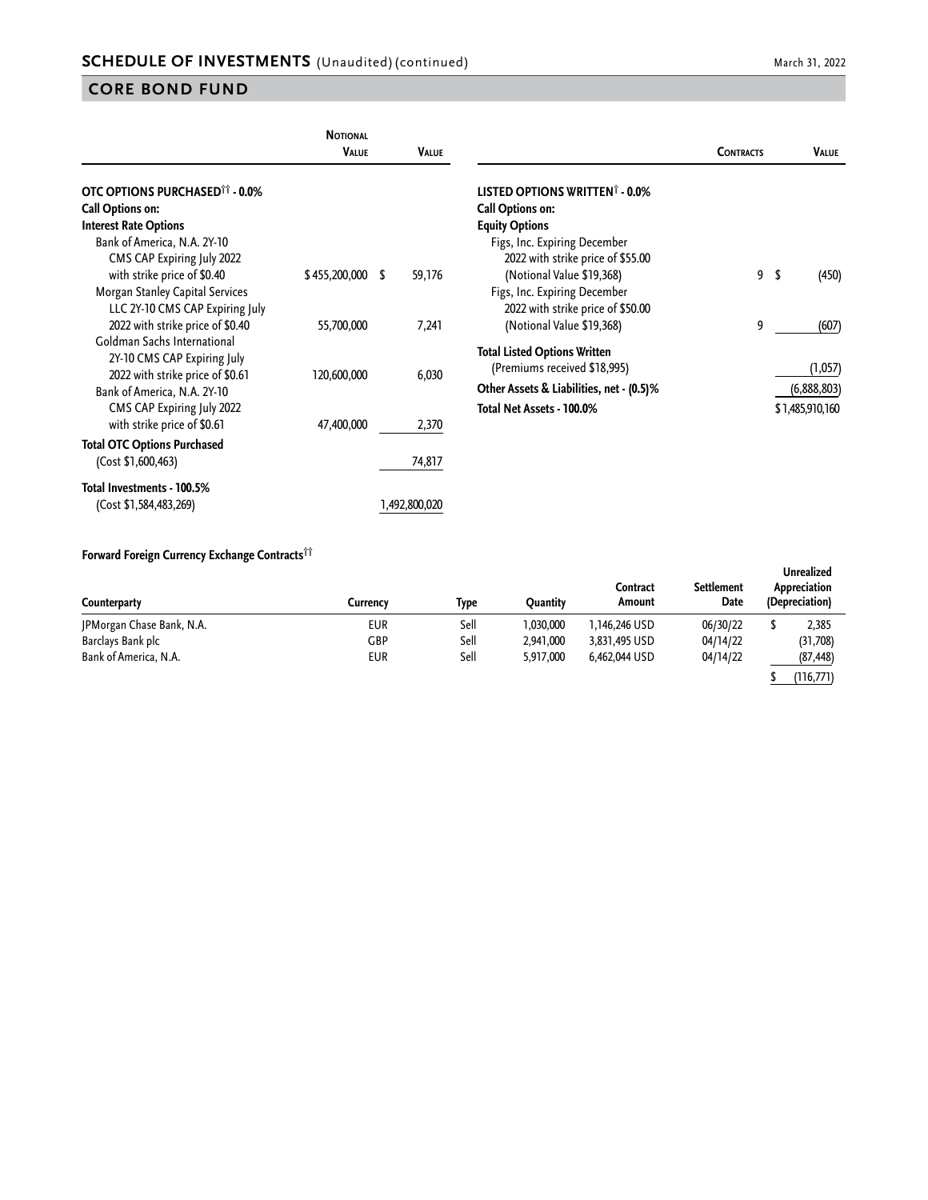## SCHEDULE OF INVESTMENTS (Unaudited) (continued)

## CORE BOND FUND

| | Notional Value | Value |
|---|---|---|
| **OTC OPTIONS PURCHASED†† - 0.0%** | | |
| **Call Options on:** | | |
| **Interest Rate Options** | | |
| Bank of America, N.A. 2Y-10 CMS CAP Expiring July 2022 with strike price of $0.40 | $ 455,200,000 | $ 59,176 |
| Morgan Stanley Capital Services LLC 2Y-10 CMS CAP Expiring July 2022 with strike price of $0.40 | 55,700,000 | 7,241 |
| Goldman Sachs International 2Y-10 CMS CAP Expiring July 2022 with strike price of $0.61 | 120,600,000 | 6,030 |
| Bank of America, N.A. 2Y-10 CMS CAP Expiring July 2022 with strike price of $0.61 | 47,400,000 | 2,370 |
| **Total OTC Options Purchased** (Cost $1,600,463) | | 74,817 |
| **Total Investments - 100.5%** (Cost $1,584,483,269) | | 1,492,800,020 |

| | Contracts | Value |
|---|---|---|
| **LISTED OPTIONS WRITTEN† - 0.0%** | | |
| **Call Options on:** | | |
| **Equity Options** | | |
| Figs, Inc. Expiring December 2022 with strike price of $55.00 (Notional Value $19,368) | 9 | $ (450) |
| Figs, Inc. Expiring December 2022 with strike price of $50.00 (Notional Value $19,368) | 9 | (607) |
| **Total Listed Options Written** (Premiums received $18,995) | | (1,057) |
| **Other Assets & Liabilities, net - (0.5)%** | | (6,888,803) |
| **Total Net Assets - 100.0%** | | $ 1,485,910,160 |

**Forward Foreign Currency Exchange Contracts††**

| Counterparty | Currency | Type | Quantity | Contract Amount | Settlement Date | Unrealized Appreciation (Depreciation) |
|---|---|---|---|---|---|---|
| JPMorgan Chase Bank, N.A. | EUR | Sell | 1,030,000 | 1,146,246 USD | 06/30/22 | $ 2,385 |
| Barclays Bank plc | GBP | Sell | 2,941,000 | 3,831,495 USD | 04/14/22 | (31,708) |
| Bank of America, N.A. | EUR | Sell | 5,917,000 | 6,462,044 USD | 04/14/22 | (87,448) |
| | | | | | | $ (116,771) |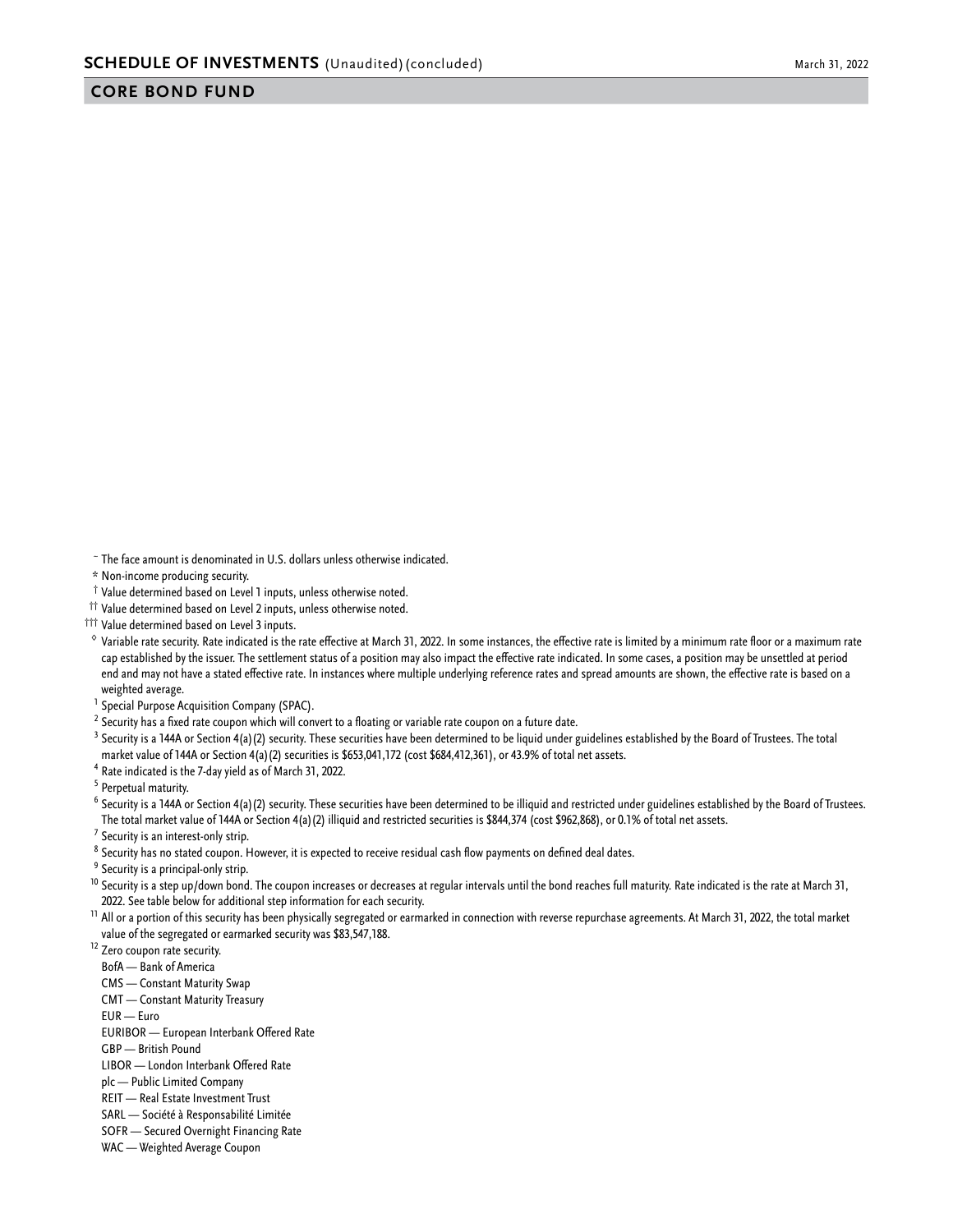## SCHEDULE OF INVESTMENTS (Unaudited) (concluded)

## CORE BOND FUND

~ The face amount is denominated in U.S. dollars unless otherwise indicated.

\* Non-income producing security.

† Value determined based on Level 1 inputs, unless otherwise noted.

†† Value determined based on Level 2 inputs, unless otherwise noted.

††† Value determined based on Level 3 inputs.

◊ Variable rate security. Rate indicated is the rate effective at March 31, 2022. In some instances, the effective rate is limited by a minimum rate floor or a maximum rate cap established by the issuer. The settlement status of a position may also impact the effective rate indicated. In some cases, a position may be unsettled at period end and may not have a stated effective rate. In instances where multiple underlying reference rates and spread amounts are shown, the effective rate is based on a weighted average.

[1] Special Purpose Acquisition Company (SPAC).

[2] Security has a fixed rate coupon which will convert to a floating or variable rate coupon on a future date.

[3] Security is a 144A or Section 4(a)(2) security. These securities have been determined to be liquid under guidelines established by the Board of Trustees. The total market value of 144A or Section 4(a)(2) securities is $653,041,172 (cost $684,412,361), or 43.9% of total net assets.

[4] Rate indicated is the 7-day yield as of March 31, 2022.

[5] Perpetual maturity.

[6] Security is a 144A or Section 4(a)(2) security. These securities have been determined to be illiquid and restricted under guidelines established by the Board of Trustees. The total market value of 144A or Section 4(a)(2) illiquid and restricted securities is $844,374 (cost $962,868), or 0.1% of total net assets.

[7] Security is an interest-only strip.

[8] Security has no stated coupon. However, it is expected to receive residual cash flow payments on defined deal dates.

[9] Security is a principal-only strip.

[10] Security is a step up/down bond. The coupon increases or decreases at regular intervals until the bond reaches full maturity. Rate indicated is the rate at March 31, 2022. See table below for additional step information for each security.

[11] All or a portion of this security has been physically segregated or earmarked in connection with reverse repurchase agreements. At March 31, 2022, the total market value of the segregated or earmarked security was $83,547,188.

[12] Zero coupon rate security.

BofA — Bank of America
CMS — Constant Maturity Swap
CMT — Constant Maturity Treasury
EUR — Euro
EURIBOR — European Interbank Offered Rate
GBP — British Pound
LIBOR — London Interbank Offered Rate
plc — Public Limited Company
REIT — Real Estate Investment Trust
SARL — Société à Responsabilité Limitée
SOFR — Secured Overnight Financing Rate
WAC — Weighted Average Coupon